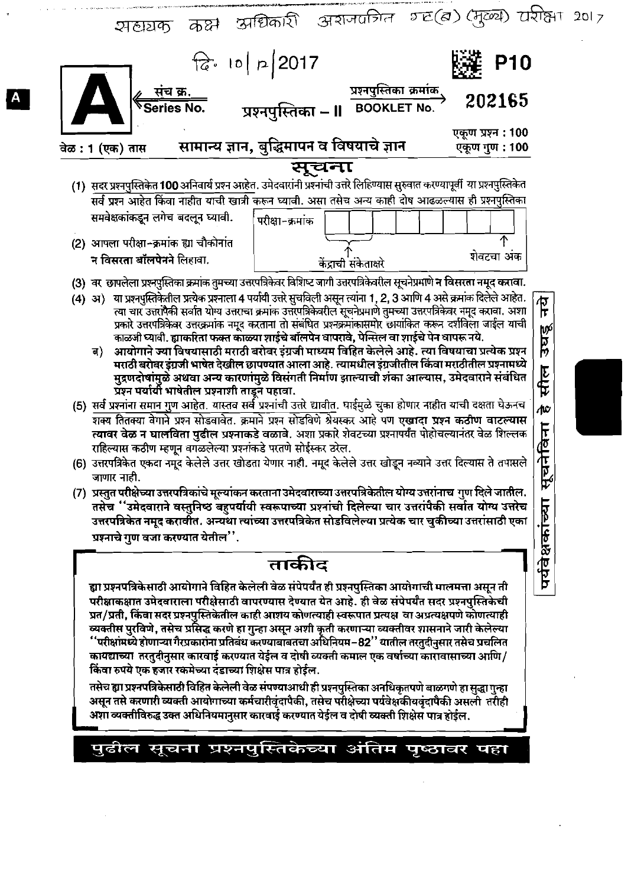सहायक कक्ष अधिकारी अराजपत्रित गट(ब) (मुख्य) परीक्षा 2017

दि. 10/12/2017

**P10**

**A**

संच क्र. Series No.

प्रश्नपुस्तिका – II

प्रश्नपुस्तिका क्रमांक BOOKLET NO. **202165**

वेळ : 1 (एक) तास

## सामान्य ज्ञान, बुद्धिमापन व विषयाचे ज्ञान

एकूण प्रश्न : 100
एकूण गुण : 100

## सूचना

(1) सदर प्रश्नपुस्तिकेत **100** अनिवार्य प्रश्न आहेत. उमेदवारांनी प्रश्नांची उत्तरे लिहिण्यास सुरुवात करण्यापूर्वी या प्रश्नपुस्तिकेत सर्व प्रश्न आहेत किंवा नाहीत याची खात्री करून घ्यावी. असा तसेच अन्य काही दोष आढळल्यास ही प्रश्नपुस्तिका समवेक्षकांकडून लगेच बदलून घ्यावी.

(2) आपला परीक्षा-क्रमांक ह्या चौकोनांत **न विसरता बॉलपेनने** लिहावा.

परीक्षा-क्रमांक: केंद्राची संकेताक्षरे ... शेवटचा अंक

(3) वर छापलेला प्रश्नपुस्तिका क्रमांक तुमच्या उत्तरपत्रिकेवर विशिष्ट जागी उत्तरपत्रिकेवरील सूचनेप्रमाणे **न विसरता नमूद करावा.**

(4) अ) या प्रश्नपुस्तिकेतील प्रत्येक प्रश्नाला 4 पर्यायी उत्तरे सुचविली असून त्यांना 1, 2, 3 आणि 4 असे क्रमांक दिलेले आहेत. त्या चार उत्तरांपैकी सर्वात योग्य उत्तराचा क्रमांक उत्तरपत्रिकेवरील सूचनेप्रमाणे तुमच्या उत्तरपत्रिकेवर नमूद करावा. अशा प्रकारे उत्तरपत्रिकेवर उत्तरक्रमांक नमूद करताना तो संबंधित प्रश्नक्रमांकासमोर छायांकित करून दर्शविला जाईल याची काळजी घ्यावी. ह्याकरिता फक्त काळ्या शाईचे बॉलपेन वापरावे, पेन्सिल वा शाईचे पेन वापरू नये.

ब) **आयोगाने ज्या विषयासाठी मराठी बरोबर इंग्रजी माध्यम विहित केलेले आहे. त्या विषयाचा प्रत्येक प्रश्न मराठी बरोबर इंग्रजी भाषेत देखील छापण्यात आला आहे. त्यामधील इंग्रजीतील किंवा मराठीतील प्रश्नामध्ये मुद्रणदोषांमुळे अथवा अन्य कारणांमुळे विसंगती निर्माण झाल्याची शंका आल्यास, उमेदवाराने संबंधित प्रश्न पर्यायी भाषेतील प्रश्नाशी ताडून पहावा.**

(5) सर्व प्रश्नांना समान गुण आहेत. यास्तव सर्व प्रश्नांची उत्तरे द्यावीत. घाईमुळे चुका होणार नाहीत याची दक्षता घेऊनच शक्य तितक्या वेगाने प्रश्न सोडवावेत. क्रमाने प्रश्न सोडविणे श्रेयस्कर आहे पण **एखादा प्रश्न कठीण वाटल्यास त्यावर वेळ न घालविता पुढील प्रश्नाकडे वळावे.** अशा प्रकारे शेवटच्या प्रश्नापर्यंत पोहोचल्यानंतर वेळ शिल्लक राहिल्यास कठीण म्हणून वगळलेल्या प्रश्नांकडे परतणे सोईस्कर ठरेल.

(6) उत्तरपत्रिकेत एकदा नमूद केलेले उत्तर खोडता येणार नाही. नमूद केलेले उत्तर खोडून नव्याने उत्तर दिल्यास ते तपासले जाणार नाही.

(7) **प्रस्तुत परीक्षेच्या उत्तरपत्रिकांचे मूल्यांकन करताना उमेदवाराच्या उत्तरपत्रिकेतील योग्य उत्तरांनाच गुण दिले जातील. तसेच "उमेदवाराने वस्तुनिष्ठ बहुपर्यायी स्वरूपाच्या प्रश्नांची दिलेल्या चार उत्तरांपैकी सर्वात योग्य उत्तरेच उत्तरपत्रिकेत नमूद करावीत. अन्यथा त्यांच्या उत्तरपत्रिकेत सोडविलेल्या प्रत्येक चार चुकीच्या उत्तरांसाठी एका प्रश्नाचे गुण वजा करण्यात येतील".**

पर्यवेक्षकांच्या सूचनेविना हे सील उघडू नये

## ताकीद

**ह्या प्रश्नपत्रिकेसाठी आयोगाने विहित केलेली वेळ संपेपर्यंत ही प्रश्नपुस्तिका आयोगाची मालमत्ता असून ती परीक्षाकक्षात उमेदवाराला परीक्षेसाठी वापरण्यास देण्यात येत आहे. ही वेळ संपेपर्यंत सदर प्रश्नपुस्तिकेची प्रत/प्रती, किंवा सदर प्रश्नपुस्तिकेतील काही आशय कोणत्याही स्वरूपात प्रत्यक्ष वा अप्रत्यक्षपणे कोणत्याही व्यक्तीस पुरविणे, तसेच प्रसिद्ध करणे हा गुन्हा असून अशी कृती करणाऱ्या व्यक्तीवर शासनाने जारी केलेल्या "परीक्षांमध्ये होणाऱ्या गैरप्रकारांना प्रतिबंध करण्याबाबतचा अधिनियम–82" यातील तरतुदीनुसार तसेच प्रचलित कायद्याच्या तरतुदीनुसार कारवाई करण्यात येईल व दोषी व्यक्ती कमाल एक वर्षाच्या कारावासाच्या आणि/किंवा रुपये एक हजार रकमेच्या दंडाच्या शिक्षेस पात्र होईल.**

**तसेच ह्या प्रश्नपत्रिकेसाठी विहित केलेली वेळ संपण्याआधी ही प्रश्नपुस्तिका अनधिकृतपणे बाळगणे हा सुद्धा गुन्हा असून तसे करणारी व्यक्ती आयोगाच्या कर्मचारीवृंदापैकी, तसेच परीक्षेच्या पर्यवेक्षकीयवृंदापैकी असली तरीही अशा व्यक्तीविरुद्ध उक्त अधिनियमानुसार कारवाई करण्यात येईल व दोषी व्यक्ती शिक्षेस पात्र होईल.**

**पुढील सूचना प्रश्नपुस्तिकेच्या अंतिम पृष्ठावर पहा**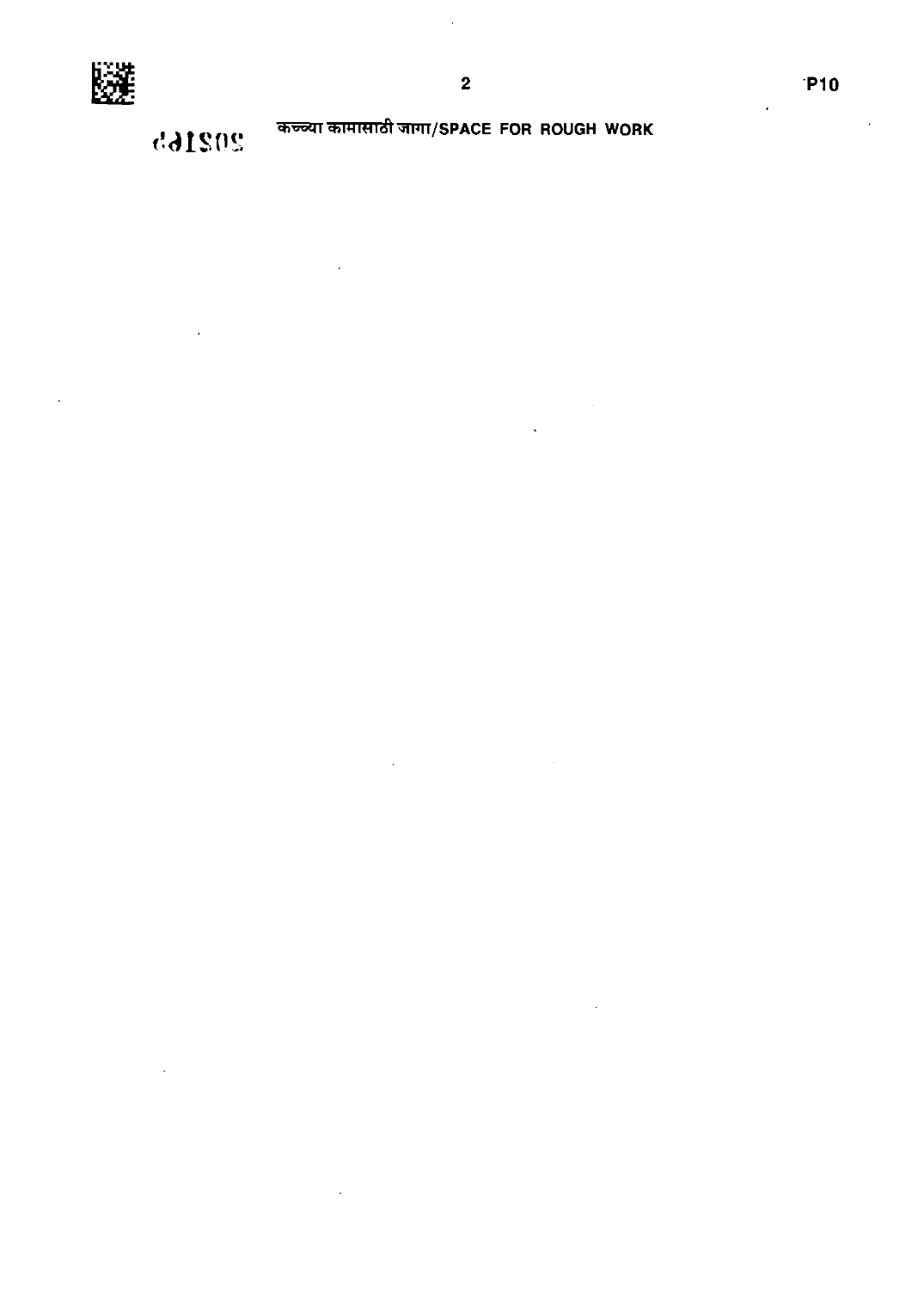कच्च्या कामासाठी जागा/SPACE FOR ROUGH WORK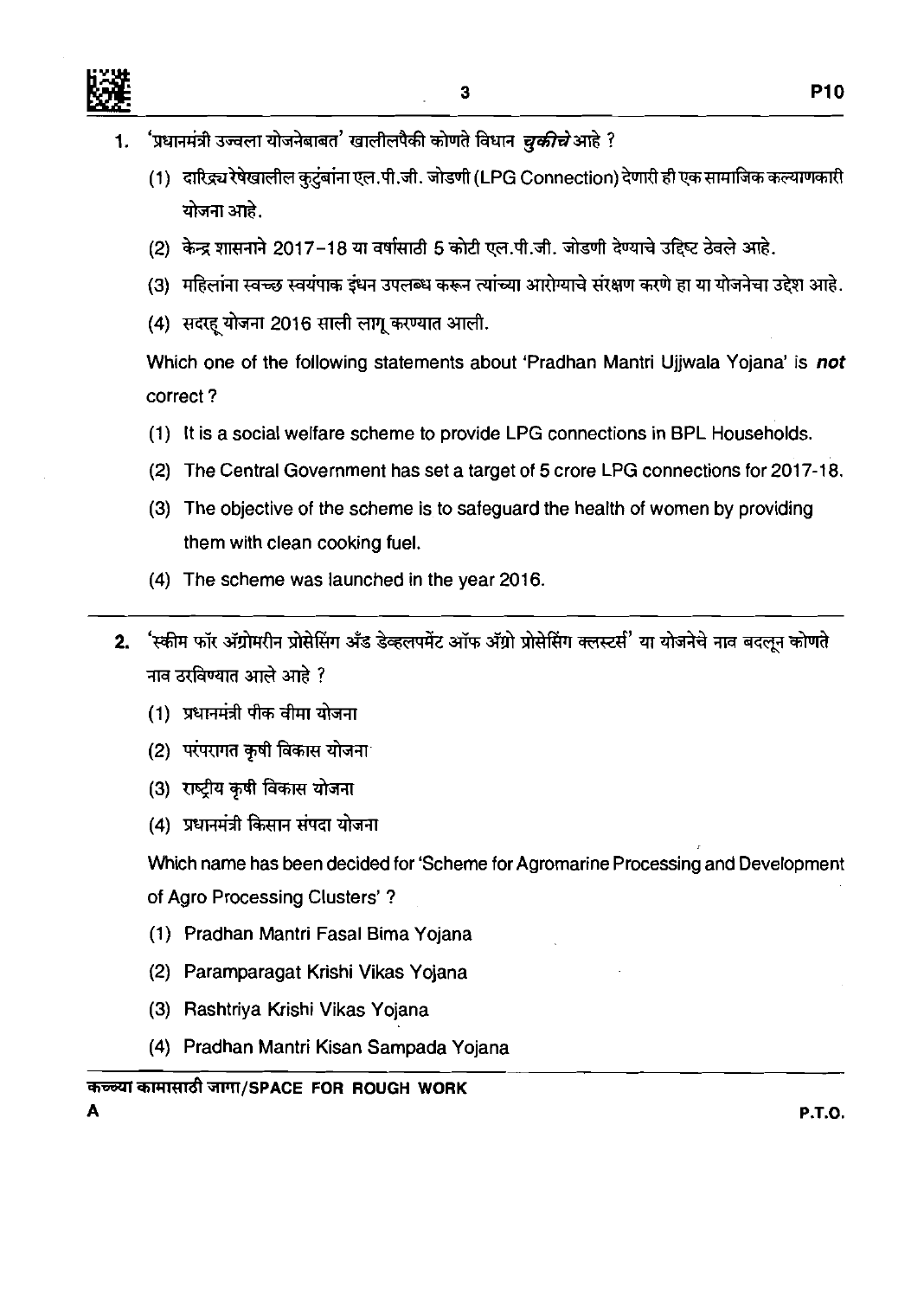1. 'प्रधानमंत्री उज्वला योजनेबाबत' खालीलपैकी कोणते विधान ***चुकीचे*** आहे ?

   (1) दारिद्र्य रेषेखालील कुटुंबांना एल.पी.जी. जोडणी (LPG Connection) देणारी ही एक सामाजिक कल्याणकारी योजना आहे.

   (2) केन्द्र शासनाने 2017-18 या वर्षासाठी 5 कोटी एल.पी.जी. जोडणी देण्याचे उद्दिष्ट ठेवले आहे.

   (3) महिलांना स्वच्छ स्वयंपाक इंधन उपलब्ध करून त्यांच्या आरोग्याचे संरक्षण करणे हा या योजनेचा उद्देश आहे.

   (4) सदरहू योजना 2016 साली लागू करण्यात आली.

   Which one of the following statements about 'Pradhan Mantri Ujjwala Yojana' is ***not*** correct ?

   (1) It is a social welfare scheme to provide LPG connections in BPL Households.

   (2) The Central Government has set a target of 5 crore LPG connections for 2017-18.

   (3) The objective of the scheme is to safeguard the health of women by providing them with clean cooking fuel.

   (4) The scheme was launched in the year 2016.

2. 'स्कीम फॉर ॲग्रोमरीन प्रोसेसिंग अँड डेव्हलपमेंट ऑफ ॲग्रो प्रोसेसिंग क्लस्टर्स' या योजनेचे नाव बदलून कोणते नाव ठरविण्यात आले आहे ?

   (1) प्रधानमंत्री पीक वीमा योजना

   (2) परंपरागत कृषी विकास योजना

   (3) राष्ट्रीय कृषी विकास योजना

   (4) प्रधानमंत्री किसान संपदा योजना

   Which name has been decided for 'Scheme for Agromarine Processing and Development of Agro Processing Clusters' ?

   (1) Pradhan Mantri Fasal Bima Yojana

   (2) Paramparagat Krishi Vikas Yojana

   (3) Rashtriya Krishi Vikas Yojana

   (4) Pradhan Mantri Kisan Sampada Yojana

कच्च्या कामासाठी जागा/SPACE FOR ROUGH WORK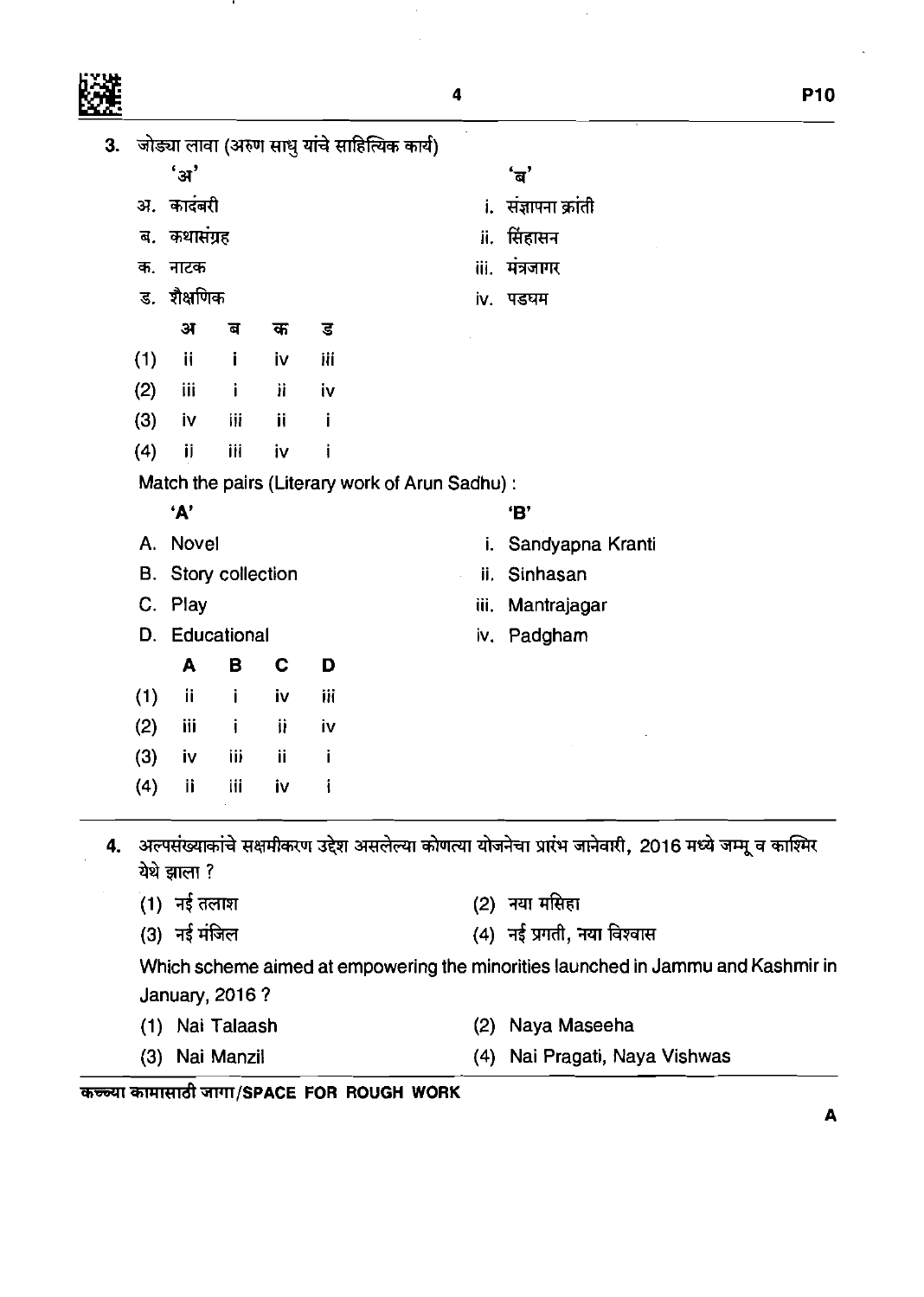3. जोड्या लावा (अरुण साधु यांचे साहित्यिक कार्य)

| 'अ' | 'ब' |
|---|---|
| अ. कादंबरी | i. संज्ञापना क्रांती |
| ब. कथासंग्रह | ii. सिंहासन |
| क. नाटक | iii. मंत्रजागर |
| ड. शैक्षणिक | iv. पडघम |

| | अ | ब | क | ड |
|---|---|---|---|---|
| (1) | ii | i | iv | iii |
| (2) | iii | i | ii | iv |
| (3) | iv | iii | ii | i |
| (4) | ii | iii | iv | i |

Match the pairs (Literary work of Arun Sadhu) :

| 'A' | 'B' |
|---|---|
| A. Novel | i. Sandyapna Kranti |
| B. Story collection | ii. Sinhasan |
| C. Play | iii. Mantrajagar |
| D. Educational | iv. Padgham |

| | A | B | C | D |
|---|---|---|---|---|
| (1) | ii | i | iv | iii |
| (2) | iii | i | ii | iv |
| (3) | iv | iii | ii | i |
| (4) | ii | iii | iv | i |

4. अल्पसंख्याकांचे सक्षमीकरण उद्देश असलेल्या कोणत्या योजनेचा प्रारंभ जानेवारी, 2016 मध्ये जम्मू व काश्मिर येथे झाला ?

(1) नई तलाश
(2) नया मसिहा
(3) नई मंजिल
(4) नई प्रगती, नया विश्वास

Which scheme aimed at empowering the minorities launched in Jammu and Kashmir in January, 2016 ?

(1) Nai Talaash
(2) Naya Maseeha
(3) Nai Manzil
(4) Nai Pragati, Naya Vishwas

कच्च्या कामासाठी जागा/SPACE FOR ROUGH WORK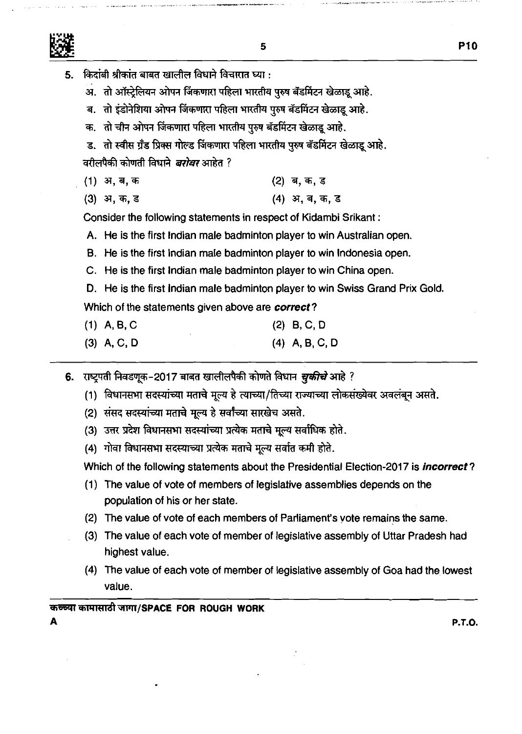5. किदांबी श्रीकांत बाबत खालील विधाने विचारात घ्या :

 अ. तो ऑस्ट्रेलियन ओपन जिंकणारा पहिला भारतीय पुरुष बॅडमिंटन खेळाडू आहे.

 ब. तो इंडोनेशिया ओपन जिंकणारा पहिला भारतीय पुरुष बॅडमिंटन खेळाडू आहे.

 क. तो चीन ओपन जिंकणारा पहिला भारतीय पुरुष बॅडमिंटन खेळाडू आहे.

 ड. तो स्वीस ग्रँड प्रिक्स गोल्ड जिंकणारा पहिला भारतीय पुरुष बॅडमिंटन खेळाडू आहे.

 वरीलपैकी कोणती विधाने ***बरोबर*** आहेत ?

 (1) अ, ब, क  (2) ब, क, ड

 (3) अ, क, ड  (4) अ, ब, क, ड

 Consider the following statements in respect of Kidambi Srikant :

 A. He is the first Indian male badminton player to win Australian open.

 B. He is the first Indian male badminton player to win Indonesia open.

 C. He is the first Indian male badminton player to win China open.

 D. He is the first Indian male badminton player to win Swiss Grand Prix Gold.

 Which of the statements given above are ***correct***?

 (1) A, B, C  (2) B, C, D

 (3) A, C, D  (4) A, B, C, D

---

6. राष्ट्रपती निवडणूक-2017 बाबत खालीलपैकी कोणते विधान ***चुकीचे*** आहे ?

 (1) विधानसभा सदस्यांच्या मताचे मूल्य हे त्याच्या/तिच्या राज्याच्या लोकसंख्येवर अवलंबून असते.

 (2) संसद सदस्यांच्या मताचे मूल्य हे सर्वांच्या सारखेच असते.

 (3) उत्तर प्रदेश विधानसभा सदस्यांच्या प्रत्येक मताचे मूल्य सर्वाधिक होते.

 (4) गोवा विधानसभा सदस्याच्या प्रत्येक मताचे मूल्य सर्वात कमी होते.

 Which of the following statements about the Presidential Election-2017 is ***incorrect***?

 (1) The value of vote of members of legislative assemblies depends on the population of his or her state.

 (2) The value of vote of each members of Parliament's vote remains the same.

 (3) The value of each vote of member of legislative assembly of Uttar Pradesh had highest value.

 (4) The value of each vote of member of legislative assembly of Goa had the lowest value.

कच्च्या कामासाठी जागा/SPACE FOR ROUGH WORK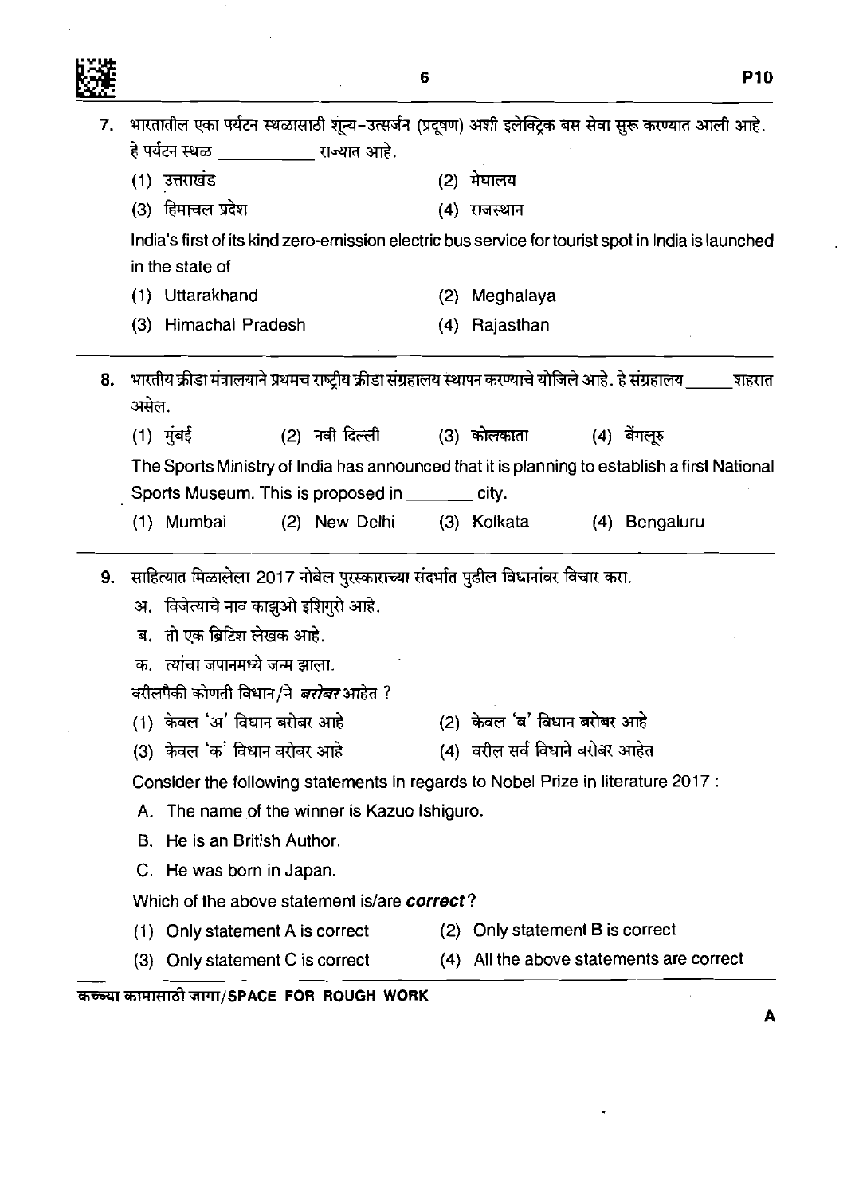7. भारतातील एका पर्यटन स्थळासाठी शून्य-उत्सर्जन (प्रदूषण) अशी इलेक्ट्रिक बस सेवा सुरू करण्यात आली आहे. हे पर्यटन स्थळ __________ राज्यात आहे.

(1) उत्तराखंड (2) मेघालय
(3) हिमाचल प्रदेश (4) राजस्थान

India's first of its kind zero-emission electric bus service for tourist spot in India is launched in the state of

(1) Uttarakhand (2) Meghalaya
(3) Himachal Pradesh (4) Rajasthan

---

8. भारतीय क्रीडा मंत्रालयाने प्रथमच राष्ट्रीय क्रीडा संग्रहालय स्थापन करण्याचे योजिले आहे. हे संग्रहालय _____ शहरात असेल.

(1) मुंबई (2) नवी दिल्ली (3) कोलकाता (4) बेंगलूरु

The Sports Ministry of India has announced that it is planning to establish a first National Sports Museum. This is proposed in _______ city.

(1) Mumbai (2) New Delhi (3) Kolkata (4) Bengaluru

---

9. साहित्यात मिळालेला 2017 नोबेल पुरस्काराच्या संदर्भात पुढील विधानांवर विचार करा.

अ. विजेत्याचे नाव काझुओ इशिगुरो आहे.
ब. तो एक ब्रिटिश लेखक आहे.
क. त्यांचा जपानमध्ये जन्म झाला.

वरीलपैकी कोणती विधान/ने ***बरोबर*** आहेत ?

(1) केवल 'अ' विधान बरोबर आहे (2) केवल 'ब' विधान बरोबर आहे
(3) केवल 'क' विधान बरोबर आहे (4) वरील सर्व विधाने बरोबर आहेत

Consider the following statements in regards to Nobel Prize in literature 2017 :

A. The name of the winner is Kazuo Ishiguro.
B. He is an British Author.
C. He was born in Japan.

Which of the above statement is/are ***correct***?

(1) Only statement A is correct (2) Only statement B is correct
(3) Only statement C is correct (4) All the above statements are correct

कच्च्या कामासाठी जागा/SPACE FOR ROUGH WORK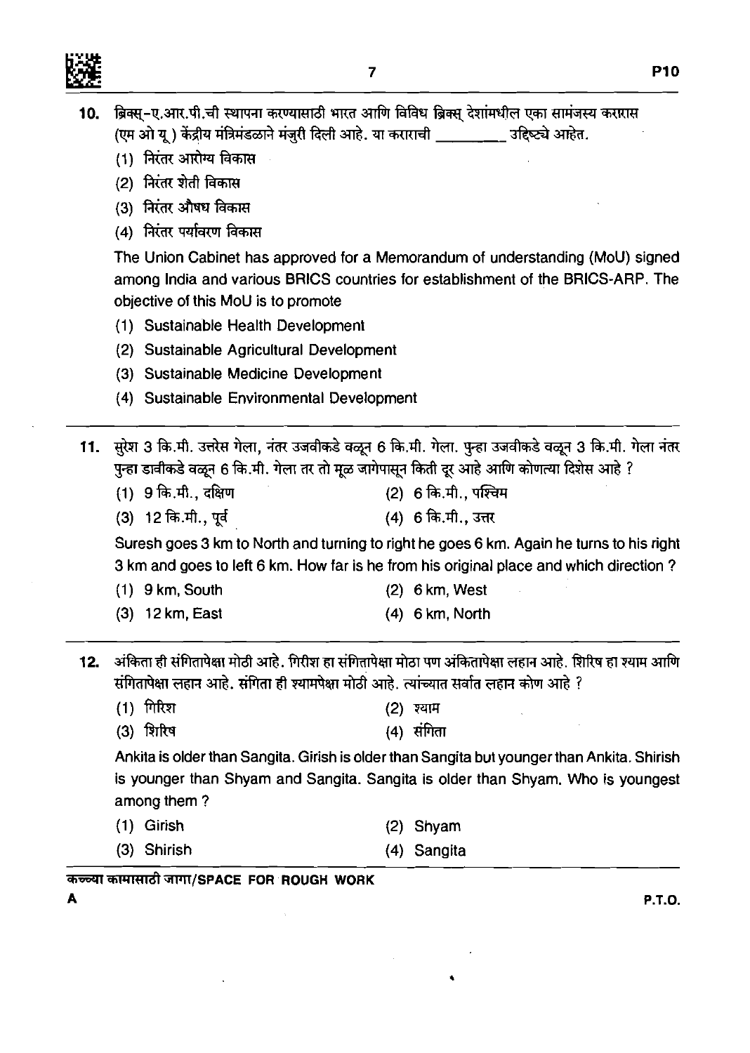10. ब्रिक्स्-ए.आर.पी.ची स्थापना करण्यासाठी भारत आणि विविध ब्रिक्स् देशांमधील एका सामंजस्य करारास (एम ओ यू) केंद्रीय मंत्रिमंडळाने मंजुरी दिली आहे. या कराराची _________ उद्दिष्ट्ये आहेत.

(1) निरंतर आरोग्य विकास
(2) निरंतर शेती विकास
(3) निरंतर औषध विकास
(4) निरंतर पर्यावरण विकास

The Union Cabinet has approved for a Memorandum of understanding (MoU) signed among India and various BRICS countries for establishment of the BRICS-ARP. The objective of this MoU is to promote

(1) Sustainable Health Development
(2) Sustainable Agricultural Development
(3) Sustainable Medicine Development
(4) Sustainable Environmental Development

---

11. सुरेश 3 कि.मी. उत्तरेस गेला, नंतर उजवीकडे वळून 6 कि.मी. गेला. पुन्हा उजवीकडे वळून 3 कि.मी. गेला नंतर पुन्हा डावीकडे वळून 6 कि.मी. गेला तर तो मूळ जागेपासून किती दूर आहे आणि कोणत्या दिशेस आहे ?

(1) 9 कि.मी., दक्षिण
(2) 6 कि.मी., पश्चिम
(3) 12 कि.मी., पूर्व
(4) 6 कि.मी., उत्तर

Suresh goes 3 km to North and turning to right he goes 6 km. Again he turns to his right 3 km and goes to left 6 km. How far is he from his original place and which direction ?

(1) 9 km, South
(2) 6 km, West
(3) 12 km, East
(4) 6 km, North

---

12. अंकिता ही संगितापेक्षा मोठी आहे. गिरीश हा संगितापेक्षा मोठा पण अंकितापेक्षा लहान आहे. शिरिष हा श्याम आणि संगितापेक्षा लहान आहे. संगिता ही श्यामपेक्षा मोठी आहे. त्यांच्यात सर्वात लहान कोण आहे ?

(1) गिरिश
(2) श्याम
(3) शिरिष
(4) संगिता

Ankita is older than Sangita. Girish is older than Sangita but younger than Ankita. Shirish is younger than Shyam and Sangita. Sangita is older than Shyam. Who is youngest among them ?

(1) Girish
(2) Shyam
(3) Shirish
(4) Sangita

कच्च्या कामासाठी जागा/SPACE FOR ROUGH WORK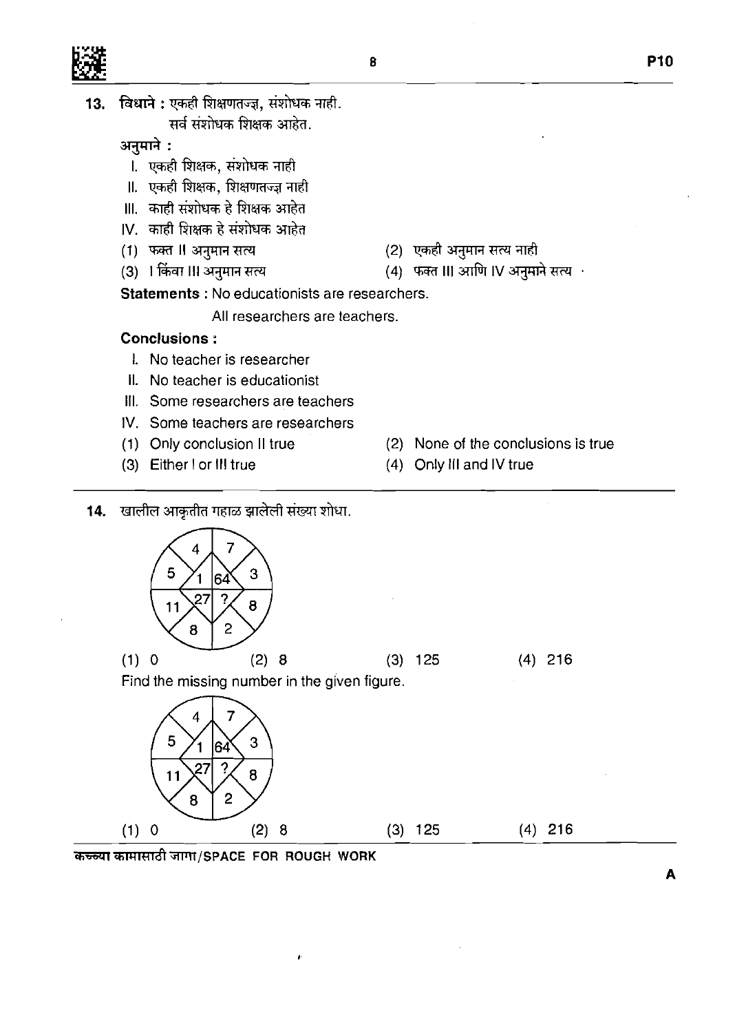**13.** **विधाने :** एकही शिक्षणतज्ज्ञ, संशोधक नाही.
सर्व संशोधक शिक्षक आहेत.

**अनुमाने :**

I. एकही शिक्षक, संशोधक नाही
II. एकही शिक्षक, शिक्षणतज्ज्ञ नाही
III. काही संशोधक हे शिक्षक आहेत
IV. काही शिक्षक हे संशोधक आहेत

(1) फक्त II अनुमान सत्य
(2) एकही अनुमान सत्य नाही
(3) I किंवा III अनुमान सत्य
(4) फक्त III आणि IV अनुमाने सत्य

**Statements :** No educationists are researchers.
All researchers are teachers.

**Conclusions :**

I. No teacher is researcher
II. No teacher is educationist
III. Some researchers are teachers
IV. Some teachers are researchers

(1) Only conclusion II true
(2) None of the conclusions is true
(3) Either I or III true
(4) Only III and IV true

**14.** खालील आकृतीत गहाळ झालेली संख्या शोधा.

Circle figure: outer segments (clockwise from top-left) 4, 7, 3, 8, 2, 8, 11, 5; inner segments: 1, 64, ?, 27

(1) 0
(2) 8
(3) 125
(4) 216

Find the missing number in the given figure.

Circle figure: outer segments (clockwise from top-left) 4, 7, 3, 8, 2, 8, 11, 5; inner segments: 1, 64, ?, 27

(1) 0
(2) 8
(3) 125
(4) 216

कच्च्या कामासाठी जागा/SPACE FOR ROUGH WORK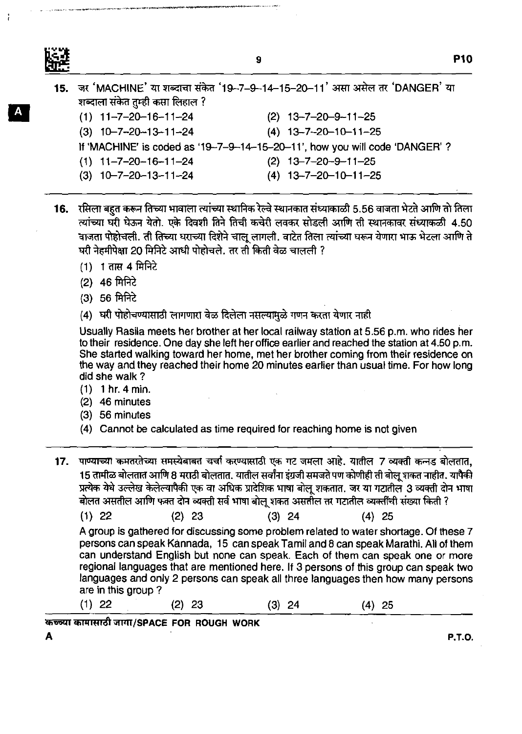**15.** जर 'MACHINE' या शब्दाचा संकेत '19–7–9–14–15–20–11' असा असेल तर 'DANGER' या शब्दाला संकेत तुम्ही कसा लिहाल ?

(1) 11–7–20–16–11–24
(2) 13–7–20–9–11–25
(3) 10–7–20–13–11–24
(4) 13–7–20–10–11–25

If 'MACHINE' is coded as '19–7–9–14–15–20–11', how you will code 'DANGER' ?

(1) 11–7–20–16–11–24
(2) 13–7–20–9–11–25
(3) 10–7–20–13–11–24
(4) 13–7–20–10–11–25

---

**16.** रसिला बहुत करून तिच्या भावाला त्यांच्या स्थानिक रेल्वे स्थानकात संध्याकाळी 5.56 वाजता भेटते आणि तो तिला त्यांच्या घरी घेऊन येतो. एके दिवशी तिने तिची कचेरी लवकर सोडली आणि ती स्थानकावर संध्याकाळी 4.50 वाजता पोहोचली. ती तिच्या घराच्या दिशेने चालू लागली. वाटेत तिला त्यांच्या घरून येणारा भाऊ भेटला आणि ते घरी नेहमीपेक्षा 20 मिनिटे आधी पोहोचले. तर ती किती वेळ चालली ?

(1) 1 तास 4 मिनिटे
(2) 46 मिनिटे
(3) 56 मिनिटे
(4) घरी पोहोचण्यासाठी लागणारा वेळ दिलेला नसल्यामुळे गणन करता येणार नाही

Usually Rasila meets her brother at her local railway station at 5.56 p.m. who rides her to their residence. One day she left her office earlier and reached the station at 4.50 p.m. She started walking toward her home, met her brother coming from their residence on the way and they reached their home 20 minutes earlier than usual time. For how long did she walk ?

(1) 1 hr. 4 min.
(2) 46 minutes
(3) 56 minutes
(4) Cannot be calculated as time required for reaching home is not given

---

**17.** पाण्याच्या कमतरतेच्या समस्येबाबत चर्चा करण्यासाठी एक गट जमला आहे. यातील 7 व्यक्ती कन्नड बोलतात, 15 तामीळ बोलतात आणि 8 मराठी बोलतात. यातील सर्वांना इंग्रजी समजते पण कोणीही ती बोलू शकत नाहीत. यापैकी प्रत्येक येथे उल्लेख केलेल्यापैकी एक वा अधिक प्रादेशिक भाषा बोलू शकतात. जर या गटातील 3 व्यक्ती दोन भाषा बोलत असतील आणि फक्त दोन व्यक्ती सर्व भाषा बोलू शकत असतील तर गटातील व्यक्तींची संख्या किती ?

(1) 22 (2) 23 (3) 24 (4) 25

A group is gathered for discussing some problem related to water shortage. Of these 7 persons can speak Kannada, 15 can speak Tamil and 8 can speak Marathi. All of them can understand English but none can speak. Each of them can speak one or more regional languages that are mentioned here. If 3 persons of this group can speak two languages and only 2 persons can speak all three languages then how many persons are in this group ?

(1) 22 (2) 23 (3) 24 (4) 25

कच्च्या कामासाठी जागा/SPACE FOR ROUGH WORK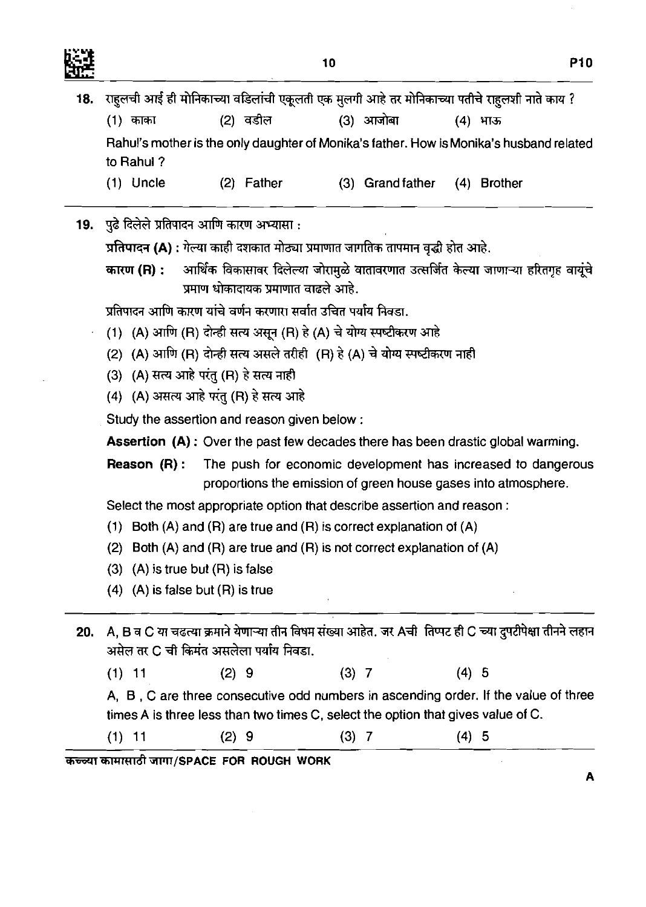18. राहुलची आई ही मोनिकाच्या वडिलांची एकूलती एक मुलगी आहे तर मोनिकाच्या पतीचे राहुलशी नाते काय ?

(1) काका (2) वडील (3) आजोबा (4) भाऊ

Rahul's mother is the only daughter of Monika's father. How is Monika's husband related to Rahul ?

(1) Uncle (2) Father (3) Grand father (4) Brother

---

19. पुढे दिलेले प्रतिपादन आणि कारण अभ्यासा :

**प्रतिपादन (A) :** गेल्या काही दशकात मोठ्या प्रमाणात जागतिक तापमान वृद्धी होत आहे.

**कारण (R) :** आर्थिक विकासावर दिलेल्या जोरामुळे वातावरणात उत्सर्जित केल्या जाणाऱ्या हरितगृह वायूंचे प्रमाण धोकादायक प्रमाणात वाढले आहे.

प्रतिपादन आणि कारण यांचे वर्णन करणारा सर्वात उचित पर्याय निवडा.

(1) (A) आणि (R) दोन्ही सत्य असून (R) हे (A) चे योग्य स्पष्टीकरण आहे

(2) (A) आणि (R) दोन्ही सत्य असले तरीही (R) हे (A) चे योग्य स्पष्टीकरण नाही

(3) (A) सत्य आहे परंतु (R) हे सत्य नाही

(4) (A) असत्य आहे परंतु (R) हे सत्य आहे

Study the assertion and reason given below :

**Assertion (A) :** Over the past few decades there has been drastic global warming.

**Reason (R) :** The push for economic development has increased to dangerous proportions the emission of green house gases into atmosphere.

Select the most appropriate option that describe assertion and reason :

(1) Both (A) and (R) are true and (R) is correct explanation of (A)

(2) Both (A) and (R) are true and (R) is not correct explanation of (A)

(3) (A) is true but (R) is false

(4) (A) is false but (R) is true

---

20. A, B व C या चढत्या क्रमाने येणाऱ्या तीन विषम संख्या आहेत. जर Aची तिप्पट ही C च्या दुपटीपेक्षा तीनने लहान असेल तर C ची किंमत असलेला पर्याय निवडा.

(1) 11 (2) 9 (3) 7 (4) 5

A, B , C are three consecutive odd numbers in ascending order. If the value of three times A is three less than two times C, select the option that gives value of C.

(1) 11 (2) 9 (3) 7 (4) 5

कच्च्या कामासाठी जागा/SPACE FOR ROUGH WORK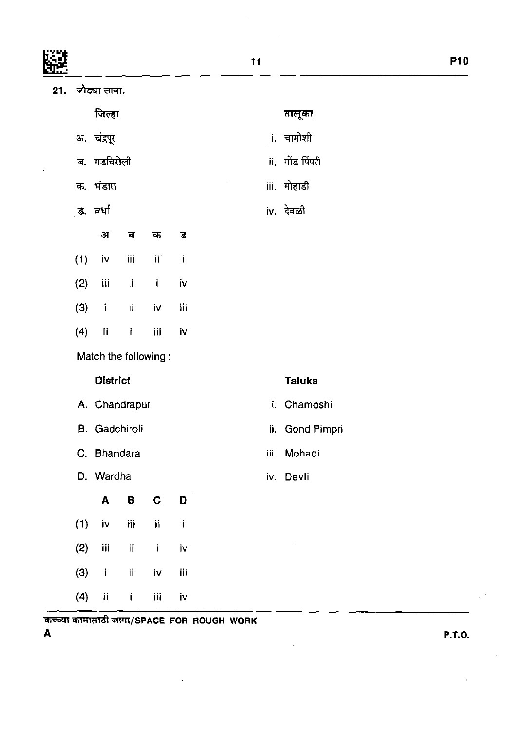21. जोड्या लावा.

| जिल्हा | तालूका |
|---|---|
| अ. चंद्रपूर | i. चामोशी |
| ब. गडचिरोली | ii. गोंड पिंपरी |
| क. भंडारा | iii. मोहाडी |
| ड. वर्धा | iv. देवळी |

| | अ | ब | क | ड |
|---|---|---|---|---|
| (1) | iv | iii | ii | i |
| (2) | iii | ii | i | iv |
| (3) | i | ii | iv | iii |
| (4) | ii | i | iii | iv |

Match the following :

| District | Taluka |
|---|---|
| A. Chandrapur | i. Chamoshi |
| B. Gadchiroli | ii. Gond Pimpri |
| C. Bhandara | iii. Mohadi |
| D. Wardha | iv. Devli |

| | A | B | C | D |
|---|---|---|---|---|
| (1) | iv | iii | ii | i |
| (2) | iii | ii | i | iv |
| (3) | i | ii | iv | iii |
| (4) | ii | i | iii | iv |

कच्च्या कामासाठी जागा/SPACE FOR ROUGH WORK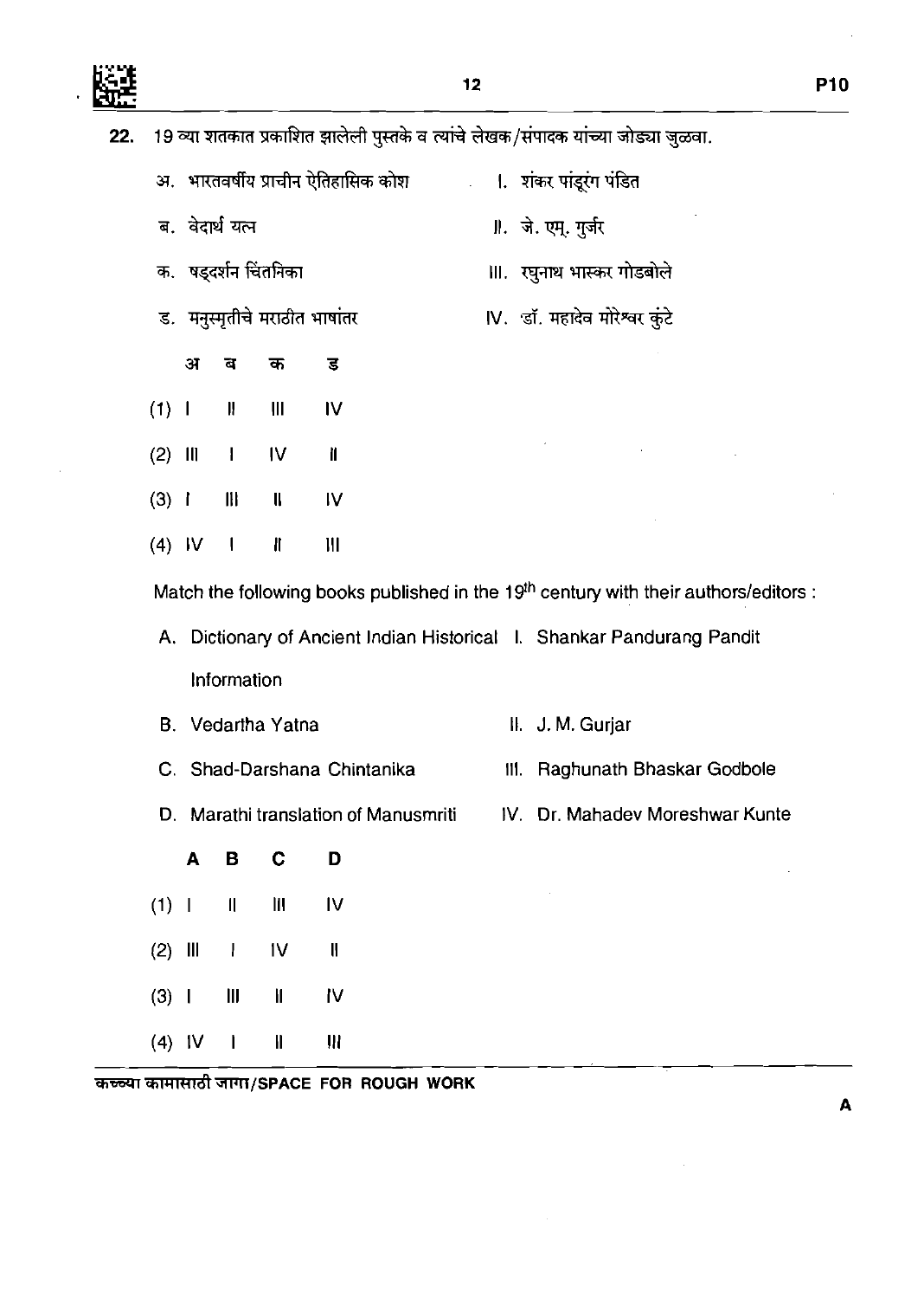**22.** 19 व्या शतकात प्रकाशित झालेली पुस्तके व त्यांचे लेखक/संपादक यांच्या जोड्या जुळवा.

| | | | |
|---|---|---|---|
| अ. | भारतवर्षीय प्राचीन ऐतिहासिक कोश | I. | शंकर पांडूरंग पंडित |
| ब. | वेदार्थ यत्न | II. | जे. एम्. गुर्जर |
| क. | षड्दर्शन चिंतनिका | III. | रघुनाथ भास्कर गोडबोले |
| ड. | मनुस्मृतीचे मराठीत भाषांतर | IV. | डॉ. महादेव मोरेश्वर कुंटे |

| | अ | ब | क | ड |
|---|---|---|---|---|
| (1) | I | II | III | IV |
| (2) | III | I | IV | II |
| (3) | I | III | II | IV |
| (4) | IV | I | II | III |

Match the following books published in the 19th century with their authors/editors :

| | | | |
|---|---|---|---|
| A. | Dictionary of Ancient Indian Historical Information | I. | Shankar Pandurang Pandit |
| B. | Vedartha Yatna | II. | J. M. Gurjar |
| C. | Shad-Darshana Chintanika | III. | Raghunath Bhaskar Godbole |
| D. | Marathi translation of Manusmriti | IV. | Dr. Mahadev Moreshwar Kunte |

| | A | B | C | D |
|---|---|---|---|---|
| (1) | I | II | III | IV |
| (2) | III | I | IV | II |
| (3) | I | III | II | IV |
| (4) | IV | I | II | III |

कच्च्या कामासाठी जागा/SPACE FOR ROUGH WORK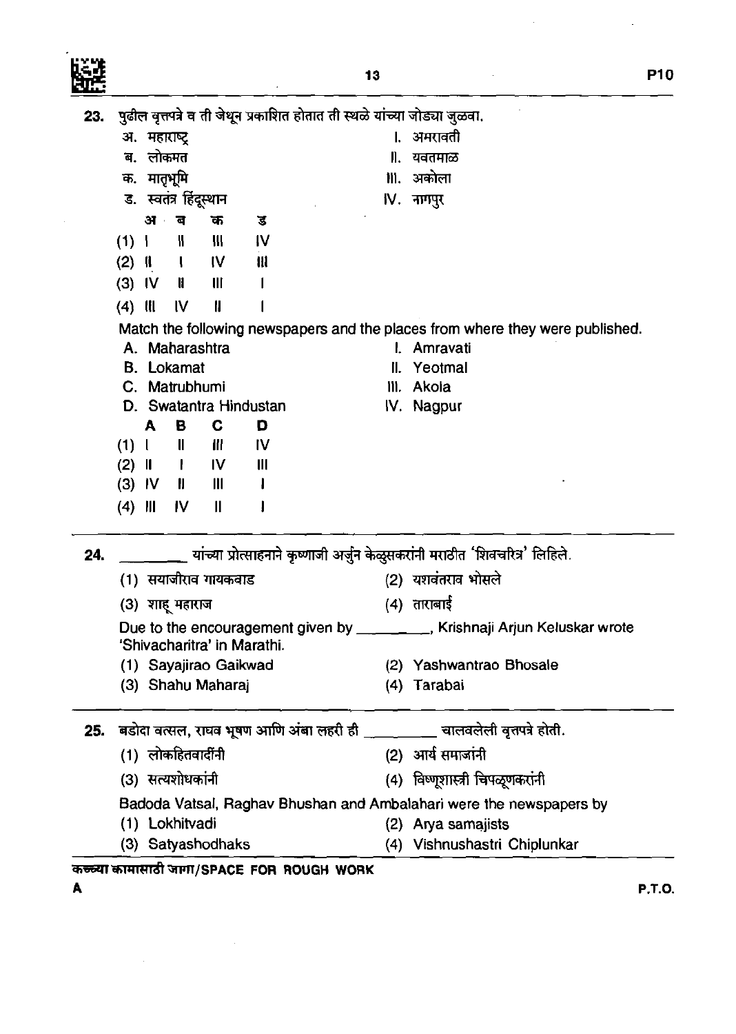23. पुढील वृत्तपत्रे व ती जेथून प्रकाशित होतात ती स्थळे यांच्या जोड्या जुळवा.

अ. महाराष्ट्र — I. अमरावती

ब. लोकमत — II. यवतमाळ

क. मातृभूमि — III. अकोला

ड. स्वतंत्र हिंदूस्थान — IV. नागपुर

| | अ | ब | क | ड |
|---|---|---|---|---|
| (1) | I | II | III | IV |
| (2) | II | I | IV | III |
| (3) | IV | II | III | I |
| (4) | III | IV | II | I |

Match the following newspapers and the places from where they were published.

A. Maharashtra — I. Amravati

B. Lokamat — II. Yeotmal

C. Matrubhumi — III. Akola

D. Swatantra Hindustan — IV. Nagpur

| | A | B | C | D |
|---|---|---|---|---|
| (1) | I | II | III | IV |
| (2) | II | I | IV | III |
| (3) | IV | II | III | I |
| (4) | III | IV | II | I |

---

24. ________ यांच्या प्रोत्साहनाने कृष्णाजी अर्जुन केळुसकरांनी मराठीत 'शिवचरित्र' लिहिले.

(1) सयाजीराव गायकवाड (2) यशवंतराव भोसले

(3) शाहू महाराज (4) ताराबाई

Due to the encouragement given by ________, Krishnaji Arjun Keluskar wrote 'Shivacharitra' in Marathi.

(1) Sayajirao Gaikwad (2) Yashwantrao Bhosale

(3) Shahu Maharaj (4) Tarabai

---

25. बडोदा वत्सल, राघव भूषण आणि अंबा लहरी ही ________ चालवलेली वृत्तपत्रे होती.

(1) लोकहितवादींनी (2) आर्य समाजांनी

(3) सत्यशोधकांनी (4) विष्णूशास्त्री चिपळूणकरांनी

Badoda Vatsal, Raghav Bhushan and Ambalahari were the newspapers by

(1) Lokhitvadi (2) Arya samajists

(3) Satyashodhaks (4) Vishnushastri Chiplunkar

कच्च्या कामासाठी जागा/SPACE FOR ROUGH WORK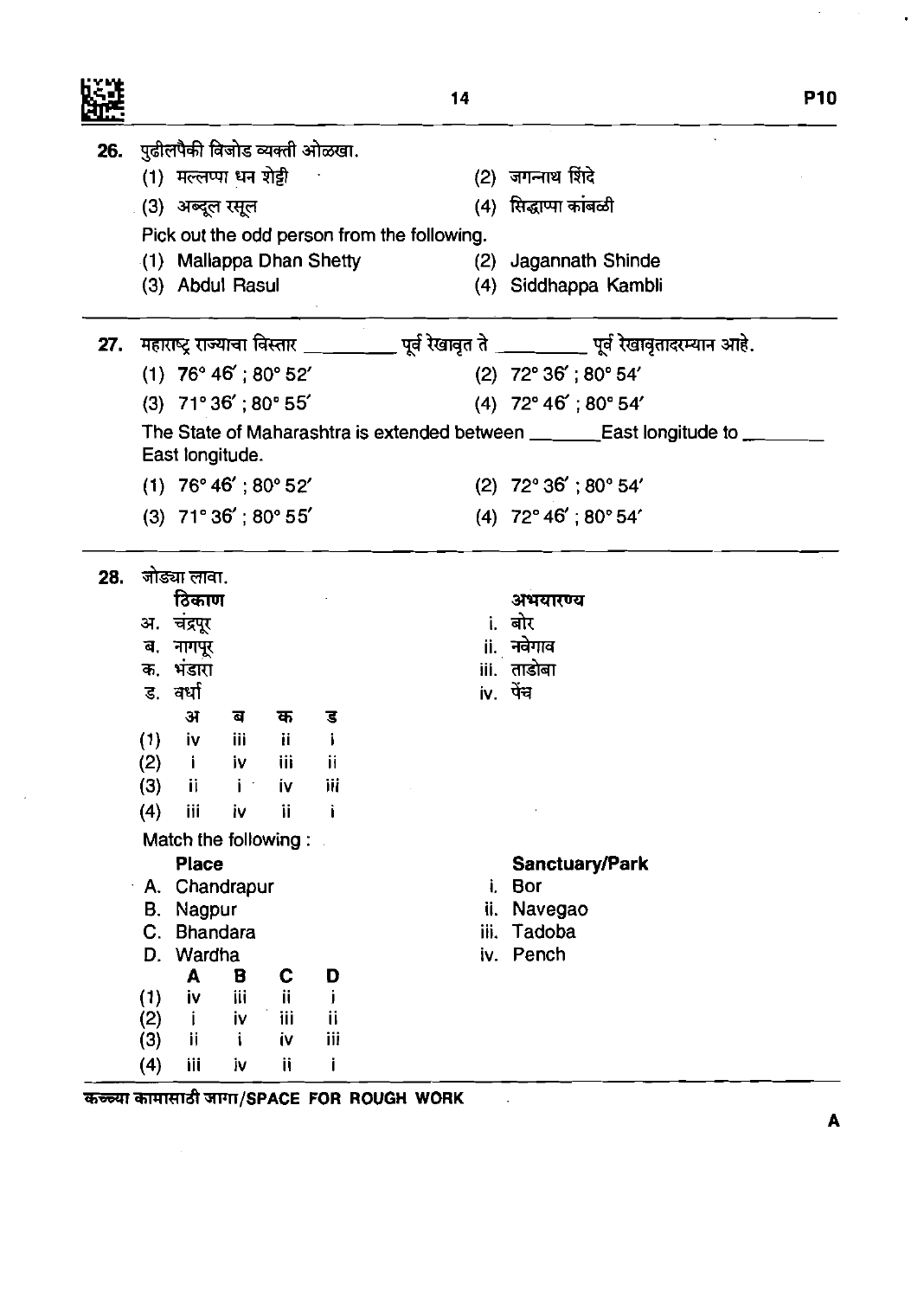**26.** पुढीलपैकी विजोड व्यक्ती ओळखा.

(1) मल्लप्पा धन शेट्टी  
(2) जगन्नाथ शिंदे  
(3) अब्दूल रसूल  
(4) सिद्धाप्पा कांबळी

Pick out the odd person from the following.

(1) Mallappa Dhan Shetty  
(2) Jagannath Shinde  
(3) Abdul Rasul  
(4) Siddhappa Kambli

---

**27.** महाराष्ट्र राज्याचा विस्तार _________ पूर्व रेखावृत ते _________ पूर्व रेखावृतादरम्यान आहे.

(1) 76° 46′ ; 80° 52′  
(2) 72° 36′ ; 80° 54′  
(3) 71° 36′ ; 80° 55′  
(4) 72° 46′ ; 80° 54′

The State of Maharashtra is extended between _______ East longitude to _______ East longitude.

(1) 76° 46′ ; 80° 52′  
(2) 72° 36′ ; 80° 54′  
(3) 71° 36′ ; 80° 55′  
(4) 72° 46′ ; 80° 54′

---

**28.** जोड्या लावा.

| ठिकाण | अभयारण्य |
| --- | --- |
| अ. चंद्रपूर | i. बोर |
| ब. नागपूर | ii. नवेगाव |
| क. भंडारा | iii. ताडोबा |
| ड. वर्धा | iv. पेंच |

| | अ | ब | क | ड |
| --- | --- | --- | --- | --- |
| (1) | iv | iii | ii | i |
| (2) | i | iv | iii | ii |
| (3) | ii | i | iv | iii |
| (4) | iii | iv | ii | i |

Match the following :

| Place | Sanctuary/Park |
| --- | --- |
| A. Chandrapur | i. Bor |
| B. Nagpur | ii. Navegao |
| C. Bhandara | iii. Tadoba |
| D. Wardha | iv. Pench |

| | A | B | C | D |
| --- | --- | --- | --- | --- |
| (1) | iv | iii | ii | i |
| (2) | i | iv | iii | ii |
| (3) | ii | i | iv | iii |
| (4) | iii | iv | ii | i |

कच्च्या कामासाठी जागा/SPACE FOR ROUGH WORK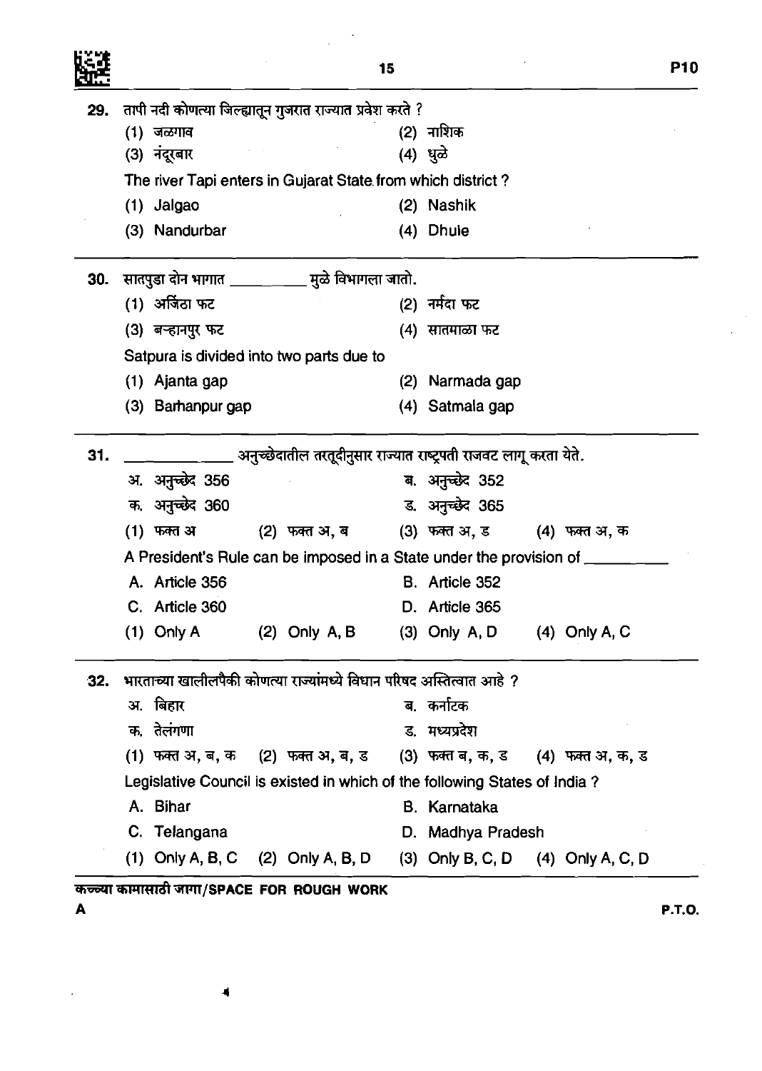29. तापी नदी कोणत्या जिल्ह्यातून गुजरात राज्यात प्रवेश करते ?

(1) जळगाव
(2) नाशिक
(3) नंदूरबार
(4) धुळे

The river Tapi enters in Gujarat State from which district ?

(1) Jalgao
(2) Nashik
(3) Nandurbar
(4) Dhule

---

30. सातपुडा दोन भागात __________ मुळे विभागला जातो.

(1) अजिंठा फट
(2) नर्मदा फट
(3) बऱ्हानपुर फट
(4) सातमाळा फट

Satpura is divided into two parts due to

(1) Ajanta gap
(2) Narmada gap
(3) Barhanpur gap
(4) Satmala gap

---

31. __________ अनुच्छेदातील तरतूदीनुसार राज्यात राष्ट्रपती राजवट लागू करता येते.

अ. अनुच्छेद 356
ब. अनुच्छेद 352
क. अनुच्छेद 360
ड. अनुच्छेद 365

(1) फक्त अ
(2) फक्त अ, ब
(3) फक्त अ, ड
(4) फक्त अ, क

A President's Rule can be imposed in a State under the provision of __________

A. Article 356
B. Article 352
C. Article 360
D. Article 365

(1) Only A
(2) Only A, B
(3) Only A, D
(4) Only A, C

---

32. भारताच्या खालीलपैकी कोणत्या राज्यांमध्ये विधान परिषद अस्तित्वात आहे ?

अ. बिहार
ब. कर्नाटक
क. तेलंगणा
ड. मध्यप्रदेश

(1) फक्त अ, ब, क
(2) फक्त अ, ब, ड
(3) फक्त ब, क, ड
(4) फक्त अ, क, ड

Legislative Council is existed in which of the following States of India ?

A. Bihar
B. Karnataka
C. Telangana
D. Madhya Pradesh

(1) Only A, B, C
(2) Only A, B, D
(3) Only B, C, D
(4) Only A, C, D

कच्च्या कामासाठी जागा/SPACE FOR ROUGH WORK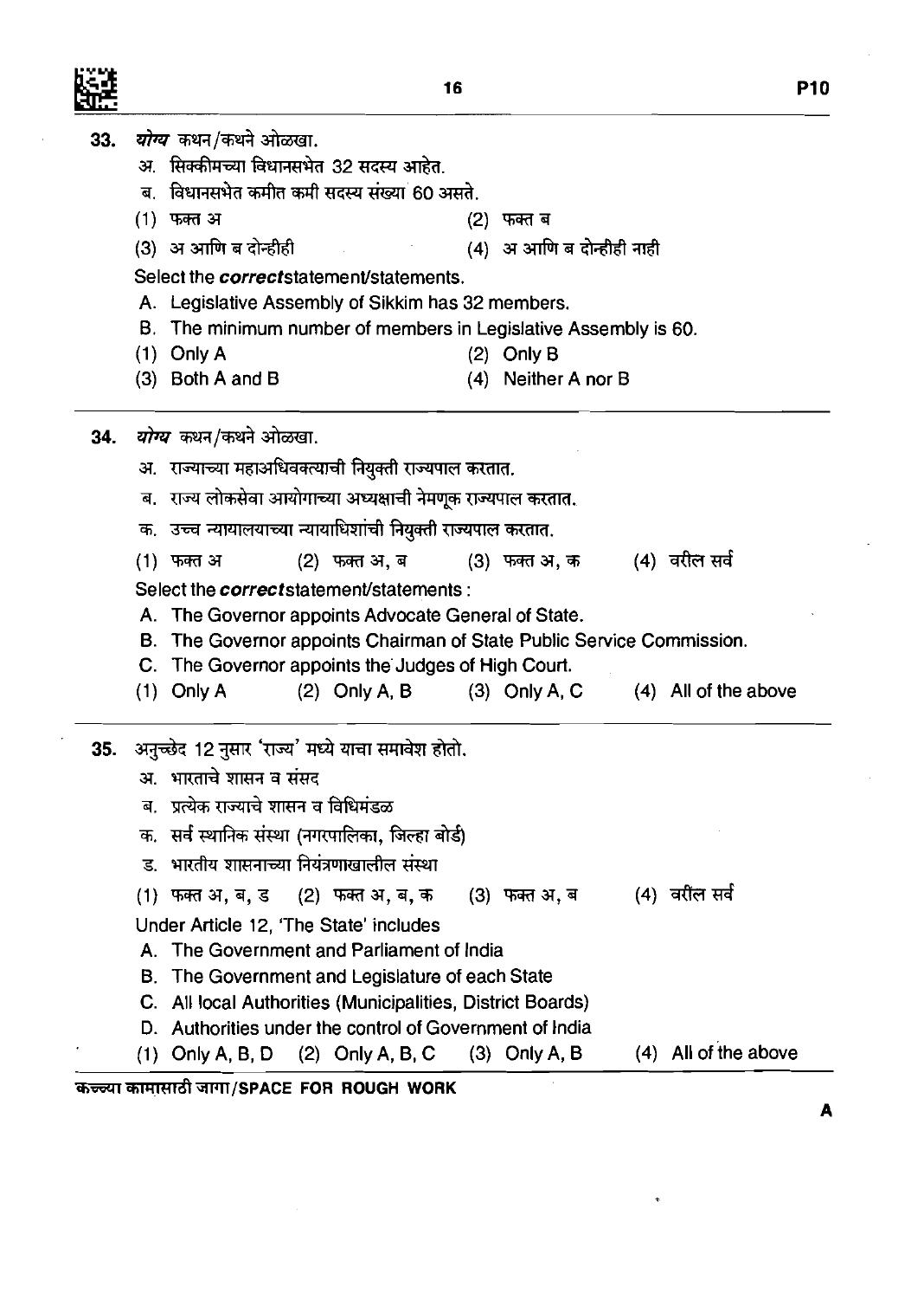**33.** *योग्य* कथन/कथने ओळखा.

अ. सिक्कीमच्या विधानसभेत 32 सदस्य आहेत.

ब. विधानसभेत कमीत कमी सदस्य संख्या 60 असते.

(1) फक्त अ (2) फक्त ब

(3) अ आणि ब दोन्हीही (4) अ आणि ब दोन्हीही नाही

Select the ***correct*** statement/statements.

A. Legislative Assembly of Sikkim has 32 members.

B. The minimum number of members in Legislative Assembly is 60.

(1) Only A (2) Only B

(3) Both A and B (4) Neither A nor B

---

**34.** *योग्य* कथन/कथने ओळखा.

अ. राज्याच्या महाअधिवक्त्याची नियुक्ती राज्यपाल करतात.

ब. राज्य लोकसेवा आयोगाच्या अध्यक्षाची नेमणूक राज्यपाल करतात.

क. उच्च न्यायालयाच्या न्यायाधिशांची नियुक्ती राज्यपाल करतात.

(1) फक्त अ (2) फक्त अ, ब (3) फक्त अ, क (4) वरील सर्व

Select the ***correct*** statement/statements :

A. The Governor appoints Advocate General of State.

B. The Governor appoints Chairman of State Public Service Commission.

C. The Governor appoints the Judges of High Court.

(1) Only A (2) Only A, B (3) Only A, C (4) All of the above

---

**35.** अनुच्छेद 12 नुसार 'राज्य' मध्ये याचा समावेश होतो.

अ. भारताचे शासन व संसद

ब. प्रत्येक राज्याचे शासन व विधिमंडळ

क. सर्व स्थानिक संस्था (नगरपालिका, जिल्हा बोर्ड)

ड. भारतीय शासनाच्या नियंत्रणाखालील संस्था

(1) फक्त अ, ब, ड (2) फक्त अ, ब, क (3) फक्त अ, ब (4) वरील सर्व

Under Article 12, 'The State' includes

A. The Government and Parliament of India

B. The Government and Legislature of each State

C. All local Authorities (Municipalities, District Boards)

D. Authorities under the control of Government of India

(1) Only A, B, D (2) Only A, B, C (3) Only A, B (4) All of the above

कच्च्या कामासाठी जागा/SPACE FOR ROUGH WORK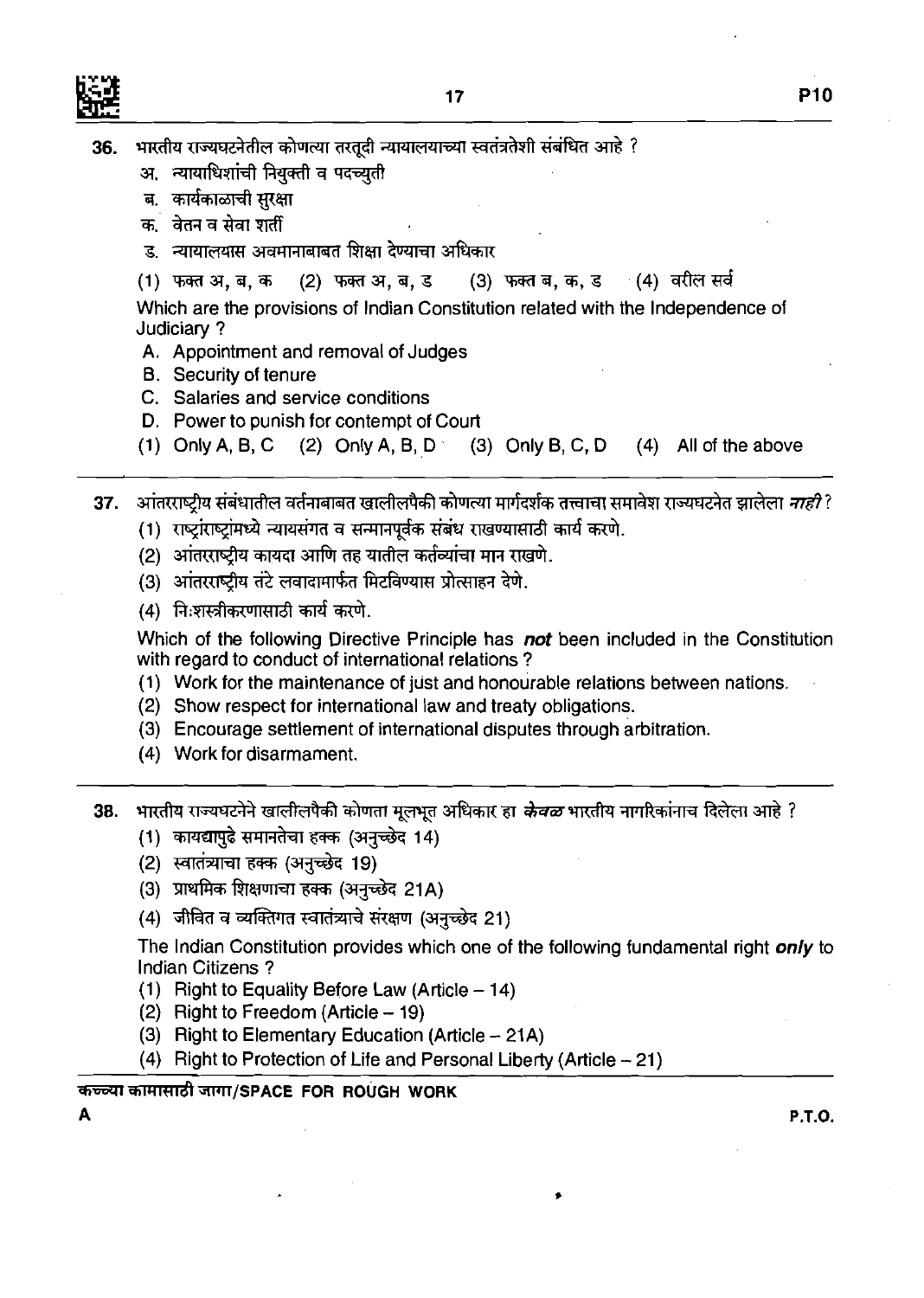36. भारतीय राज्यघटनेतील कोणत्या तरतूदी न्यायालयाच्या स्वतंत्रतेशी संबंधित आहे ?
   अ. न्यायाधिशांची नियुक्ती व पदच्युती
   ब. कार्यकाळाची सुरक्षा
   क. वेतन व सेवा शर्ती
   ड. न्यायालयास अवमानाबाबत शिक्षा देण्याचा अधिकार
   (1) फक्त अ, ब, क (2) फक्त अ, ब, ड (3) फक्त ब, क, ड (4) वरील सर्व

   Which are the provisions of Indian Constitution related with the Independence of Judiciary ?
   A. Appointment and removal of Judges
   B. Security of tenure
   C. Salaries and service conditions
   D. Power to punish for contempt of Court
   (1) Only A, B, C (2) Only A, B, D (3) Only B, C, D (4) All of the above

---

37. आंतरराष्ट्रीय संबंधातील वर्तनाबाबत खालीलपैकी कोणत्या मार्गदर्शक तत्त्वाचा समावेश राज्यघटनेत झालेला ***नाही***?
   (1) राष्ट्राराष्ट्रांमध्ये न्यायसंगत व सन्मानपूर्वक संबंध राखण्यासाठी कार्य करणे.
   (2) आंतरराष्ट्रीय कायदा आणि तह यातील कर्तव्यांचा मान राखणे.
   (3) आंतरराष्ट्रीय तंटे लवादामार्फत मिटविण्यास प्रोत्साहन देणे.
   (4) निःशस्त्रीकरणासाठी कार्य करणे.

   Which of the following Directive Principle has ***not*** been included in the Constitution with regard to conduct of international relations ?
   (1) Work for the maintenance of just and honourable relations between nations.
   (2) Show respect for international law and treaty obligations.
   (3) Encourage settlement of international disputes through arbitration.
   (4) Work for disarmament.

---

38. भारतीय राज्यघटनेने खालीलपैकी कोणता मूलभूत अधिकार हा ***केवळ*** भारतीय नागरिकांनाच दिलेला आहे ?
   (1) कायद्यापुढे समानतेचा हक्क (अनुच्छेद 14)
   (2) स्वातंत्र्याचा हक्क (अनुच्छेद 19)
   (3) प्राथमिक शिक्षणाचा हक्क (अनुच्छेद 21A)
   (4) जीवित व व्यक्तिगत स्वातंत्र्याचे संरक्षण (अनुच्छेद 21)

   The Indian Constitution provides which one of the following fundamental right ***only*** to Indian Citizens ?
   (1) Right to Equality Before Law (Article – 14)
   (2) Right to Freedom (Article – 19)
   (3) Right to Elementary Education (Article – 21A)
   (4) Right to Protection of Life and Personal Liberty (Article – 21)

कच्च्या कामासाठी जागा/SPACE FOR ROUGH WORK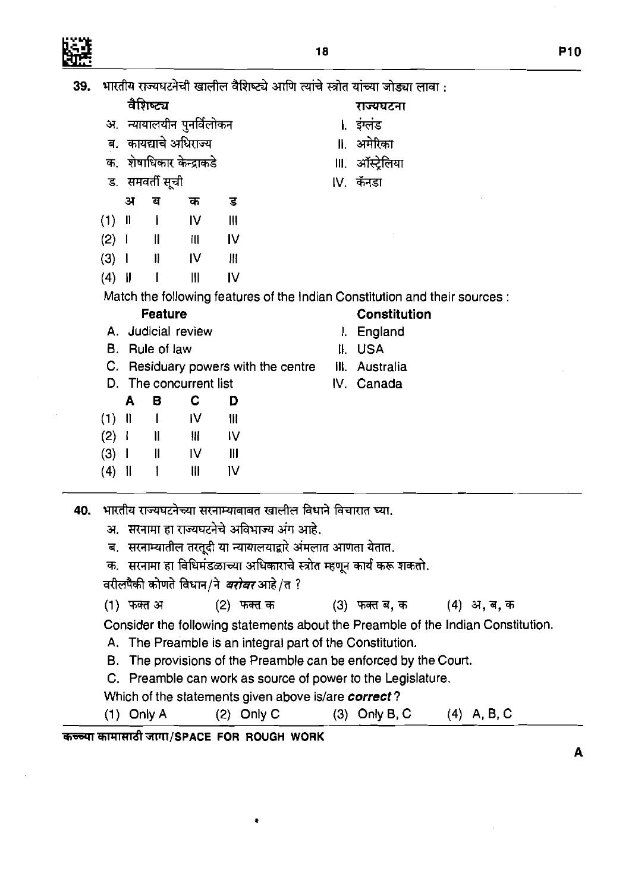**39.** भारतीय राज्यघटनेची खालील वैशिष्ट्ये आणि त्यांचे स्त्रोत यांच्या जोड्या लावा :

| **वैशिष्ट्य** | **राज्यघटना** |
|---|---|
| अ. न्यायालयीन पुनर्विलोकन | I. इंग्लंड |
| ब. कायद्याचे अधिराज्य | II. अमेरिका |
| क. शेषाधिकार केन्द्राकडे | III. ऑस्ट्रेलिया |
| ड. समवर्ती सूची | IV. कॅनडा |

| | अ | ब | क | ड |
|---|---|---|---|---|
| (1) | II | I | IV | III |
| (2) | I | II | III | IV |
| (3) | I | II | IV | III |
| (4) | II | I | III | IV |

Match the following features of the Indian Constitution and their sources :

| **Feature** | **Constitution** |
|---|---|
| A. Judicial review | I. England |
| B. Rule of law | II. USA |
| C. Residuary powers with the centre | III. Australia |
| D. The concurrent list | IV. Canada |

| | A | B | C | D |
|---|---|---|---|---|
| (1) | II | I | IV | III |
| (2) | I | II | III | IV |
| (3) | I | II | IV | III |
| (4) | II | I | III | IV |

---

**40.** भारतीय राज्यघटनेच्या सरनाम्याबाबत खालील विधाने विचारात घ्या.

अ. सरनामा हा राज्यघटनेचे अविभाज्य अंग आहे.

ब. सरनाम्यातील तरतूदी या न्यायालयाद्वारे अंमलात आणता येतात.

क. सरनामा हा विधिमंडळाच्या अधिकाराचे स्त्रोत म्हणून कार्य करू शकतो.

वरीलपैकी कोणते विधान/ने ***बरोबर*** आहे/त ?

(1) फक्त अ (2) फक्त क (3) फक्त ब, क (4) अ, ब, क

Consider the following statements about the Preamble of the Indian Constitution.

A. The Preamble is an integral part of the Constitution.

B. The provisions of the Preamble can be enforced by the Court.

C. Preamble can work as source of power to the Legislature.

Which of the statements given above is/are ***correct*** ?

(1) Only A (2) Only C (3) Only B, C (4) A, B, C

कच्च्या कामासाठी जागा/SPACE FOR ROUGH WORK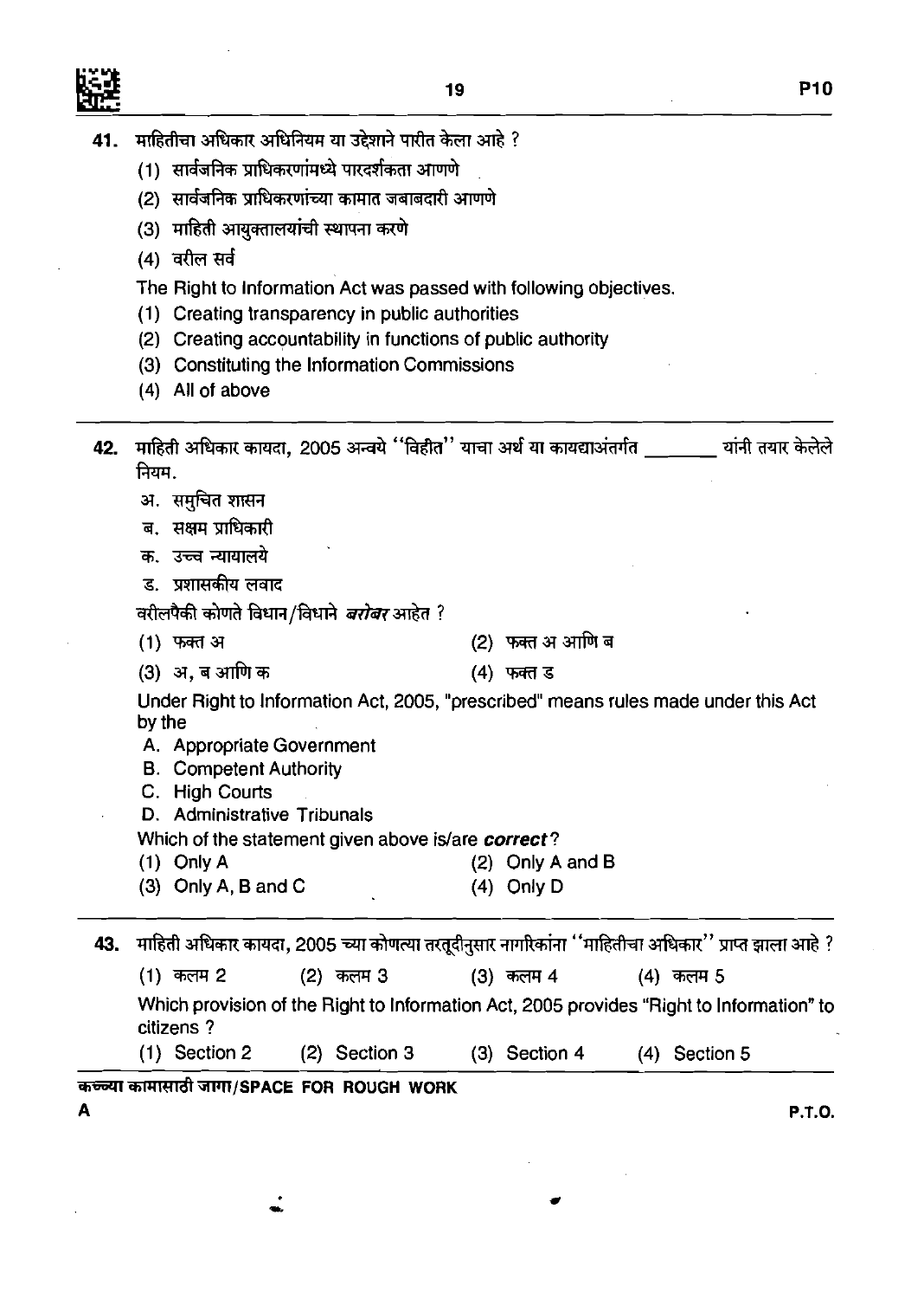41. माहितीचा अधिकार अधिनियम या उद्देशाने पारीत केला आहे ?

   (1) सार्वजनिक प्राधिकरणांमध्ये पारदर्शकता आणणे
   (2) सार्वजनिक प्राधिकरणांच्या कामात जबाबदारी आणणे
   (3) माहिती आयुक्तालयांची स्थापना करणे
   (4) वरील सर्व

   The Right to Information Act was passed with following objectives.

   (1) Creating transparency in public authorities
   (2) Creating accountability in functions of public authority
   (3) Constituting the Information Commissions
   (4) All of above

---

42. माहिती अधिकार कायदा, 2005 अन्वये "विहीत" याचा अर्थ या कायद्याअंतर्गत ________ यांनी तयार केलेले नियम.

   अ. समुचित शासन
   ब. सक्षम प्राधिकारी
   क. उच्च न्यायालये
   ड. प्रशासकीय लवाद

   वरीलपैकी कोणते विधान/विधाने *बरोबर* आहेत ?

   (1) फक्त अ (2) फक्त अ आणि ब
   (3) अ, ब आणि क (4) फक्त ड

   Under Right to Information Act, 2005, "prescribed" means rules made under this Act by the

   A. Appropriate Government
   B. Competent Authority
   C. High Courts
   D. Administrative Tribunals

   Which of the statement given above is/are ***correct***?

   (1) Only A (2) Only A and B
   (3) Only A, B and C (4) Only D

---

43. माहिती अधिकार कायदा, 2005 च्या कोणत्या तरतूदीनुसार नागरिकांना "माहितीचा अधिकार" प्राप्त झाला आहे ?

   (1) कलम 2 (2) कलम 3 (3) कलम 4 (4) कलम 5

   Which provision of the Right to Information Act, 2005 provides "Right to Information" to citizens ?

   (1) Section 2 (2) Section 3 (3) Section 4 (4) Section 5

कच्च्या कामासाठी जागा/SPACE FOR ROUGH WORK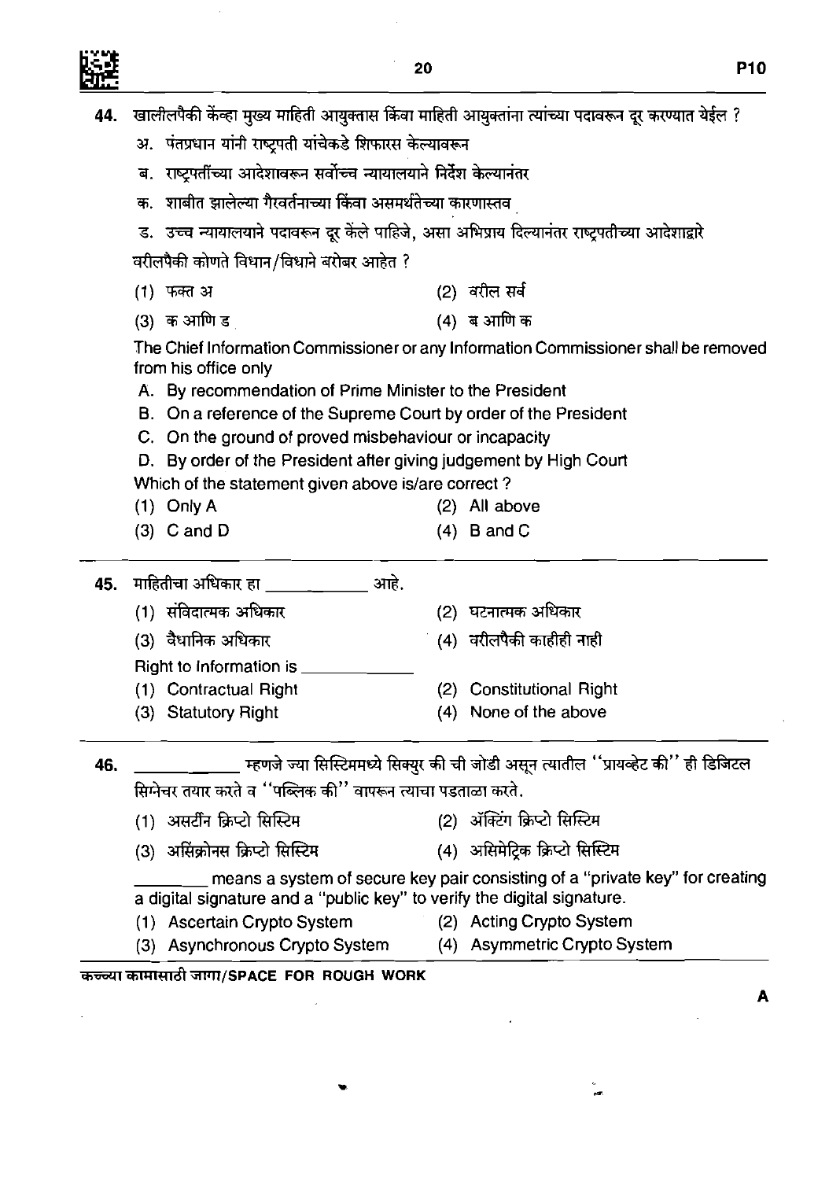44. खालीलपैकी केंव्हा मुख्य माहिती आयुक्तास किंवा माहिती आयुक्तांना त्यांच्या पदावरून दूर करण्यात येईल ?

अ. पंतप्रधान यांनी राष्ट्रपती यांचेकडे शिफारस केल्यावरून

ब. राष्ट्रपतींच्या आदेशावरून सर्वोच्च न्यायालयाने निर्देश केल्यानंतर

क. शाबीत झालेल्या गैरवर्तनाच्या किंवा असमर्थतेच्या कारणास्तव

ड. उच्च न्यायालयाने पदावरून दूर केले पाहिजे, असा अभिप्राय दिल्यानंतर राष्ट्रपतीच्या आदेशाद्वारे

वरीलपैकी कोणते विधान/विधाने बरोबर आहेत ?

(1) फक्त अ
(2) वरील सर्व
(3) क आणि ड
(4) ब आणि क

The Chief Information Commissioner or any Information Commissioner shall be removed from his office only

A. By recommendation of Prime Minister to the President

B. On a reference of the Supreme Court by order of the President

C. On the ground of proved misbehaviour or incapacity

D. By order of the President after giving judgement by High Court

Which of the statement given above is/are correct ?

(1) Only A
(2) All above
(3) C and D
(4) B and C

---

45. माहितीचा अधिकार हा ____________ आहे.

(1) संविदात्मक अधिकार
(2) घटनात्मक अधिकार
(3) वैधानिक अधिकार
(4) वरीलपैकी काहीही नाही

Right to Information is ____________

(1) Contractual Right
(2) Constitutional Right
(3) Statutory Right
(4) None of the above

---

46. ____________ म्हणजे ज्या सिस्टिममध्ये सिक्युर की ची जोडी असून त्यातील "प्रायव्हेट की" ही डिजिटल सिग्नेचर तयार करते व "पब्लिक की" वापरून त्याचा पडताळा करते.

(1) असर्टीन क्रिप्टो सिस्टिम
(2) ॲक्टिंग क्रिप्टो सिस्टिम
(3) असिंक्रोनस क्रिप्टो सिस्टिम
(4) असिमेट्रिक क्रिप्टो सिस्टिम

________ means a system of secure key pair consisting of a "private key" for creating a digital signature and a "public key" to verify the digital signature.

(1) Ascertain Crypto System
(2) Acting Crypto System
(3) Asynchronous Crypto System
(4) Asymmetric Crypto System

कच्च्या कामासाठी जागा/SPACE FOR ROUGH WORK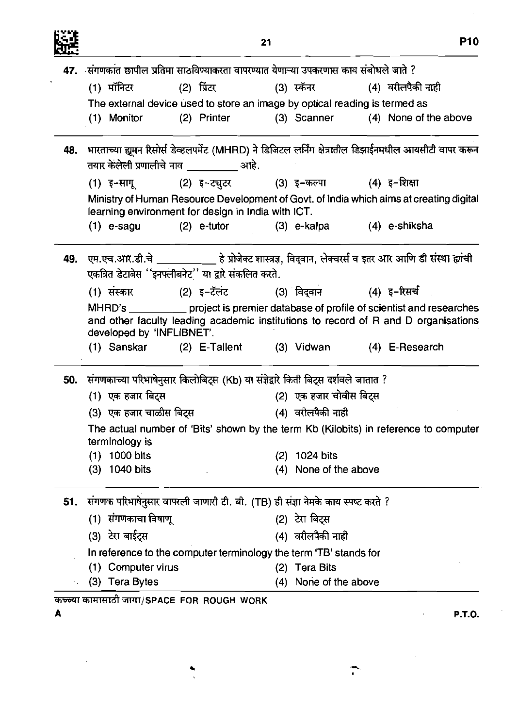**47.** संगणकात छापील प्रतिमा साठविण्याकरता वापरण्यात येणाऱ्या उपकरणास काय संबोधले जाते ?

(1) मॉनिटर (2) प्रिंटर (3) स्कॅनर (4) वरीलपैकी नाही

The external device used to store an image by optical reading is termed as

(1) Monitor (2) Printer (3) Scanner (4) None of the above

---

**48.** भारताच्या ह्यूमन रिसोर्स डेव्हलपमेंट (MHRD) ने डिजिटल लर्निंग क्षेत्रातील डिझाईनमधील आयसीटी वापर करून तयार केलेली प्रणालीचे नाव \_\_\_\_\_\_\_\_\_ आहे.

(1) इ-सागू (2) इ-ट्युटर (3) इ-कल्पा (4) इ-शिक्षा

Ministry of Human Resource Development of Govt. of India which aims at creating digital learning environment for design in India with ICT.

(1) e-sagu (2) e-tutor (3) e-kalpa (4) e-shiksha

---

**49.** एम.एच.आर.डी.चे \_\_\_\_\_\_\_\_\_ हे प्रोजेक्ट शास्त्रज्ञ, विद्वान, लेक्चरर्स व इतर आर आणि डी संस्था ह्यांची एकत्रित डेटाबेस ''इनफ्लीबनेट'' या द्वारे संकलित करते.

(1) संस्कार (2) इ-टॅलंट (3) विद्वान (4) इ-रिसर्च

MHRD's \_\_\_\_\_\_\_\_\_ project is premier database of profile of scientist and researches and other faculty leading academic institutions to record of R and D organisations developed by 'INFLIBNET'.

(1) Sanskar (2) E-Tallent (3) Vidwan (4) E-Research

---

**50.** संगणकाच्या परिभाषेनुसार किलोबिट्स (Kb) या संज्ञेद्वारे किती बिट्स दर्शवले जातात ?

(1) एक हजार बिट्स (2) एक हजार चोवीस बिट्स

(3) एक हजार चाळीस बिट्स (4) वरीलपैकी नाही

The actual number of 'Bits' shown by the term Kb (Kilobits) in reference to computer terminology is

(1) 1000 bits (2) 1024 bits

(3) 1040 bits (4) None of the above

---

**51.** संगणक परिभाषेनुसार वापरली जाणारी टी. बी. (TB) ही संज्ञा नेमके काय स्पष्ट करते ?

(1) संगणकाचा विषाणू (2) टेरा बिट्स

(3) टेरा बाईट्स (4) वरीलपैकी नाही

In reference to the computer terminology the term 'TB' stands for

(1) Computer virus (2) Tera Bits

(3) Tera Bytes (4) None of the above

कच्च्या कामासाठी जागा/SPACE FOR ROUGH WORK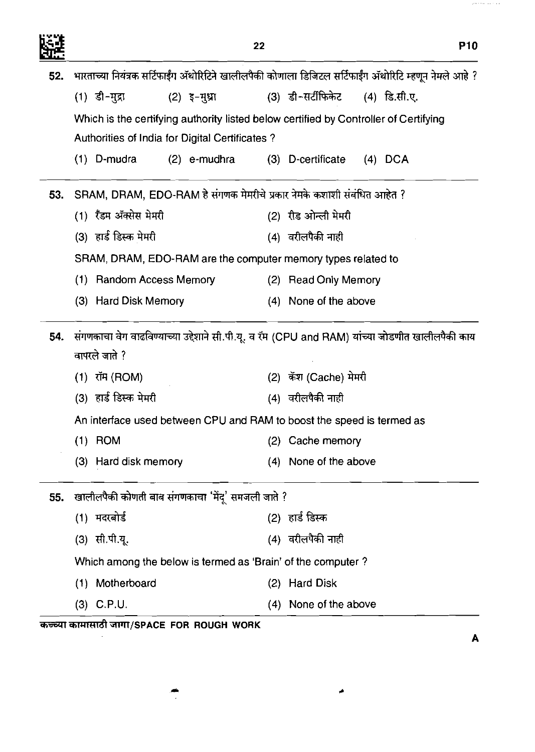52. भारताच्या नियंत्रक सर्टिफाईंग ॲथोरिटिने खालीलपैकी कोणाला डिजिटल सर्टिफाईंग ॲथोरिटि म्हणून नेमले आहे ?

(1) डी-मुद्रा (2) इ-मुध्रा (3) डी-सर्टीफिकेट (4) डि.सी.ए.

Which is the certifying authority listed below certified by Controller of Certifying Authorities of India for Digital Certificates ?

(1) D-mudra (2) e-mudhra (3) D-certificate (4) DCA

53. SRAM, DRAM, EDO-RAM हे संगणक मेमरीचे प्रकार नेमके कशाशी संबंधित आहेत ?

(1) रॅंडम ॲक्सेस मेमरी
(2) रीड ओन्ली मेमरी
(3) हार्ड डिस्क मेमरी
(4) वरीलपैकी नाही

SRAM, DRAM, EDO-RAM are the computer memory types related to

(1) Random Access Memory
(2) Read Only Memory
(3) Hard Disk Memory
(4) None of the above

54. संगणकाचा वेग वाढविण्याच्या उद्देशाने सी.पी.यू. व रॅम (CPU and RAM) यांच्या जोडणीत खालीलपैकी काय वापरले जाते ?

(1) रॉम (ROM)
(2) कॅश (Cache) मेमरी
(3) हार्ड डिस्क मेमरी
(4) वरीलपैकी नाही

An interface used between CPU and RAM to boost the speed is termed as

(1) ROM
(2) Cache memory
(3) Hard disk memory
(4) None of the above

55. खालीलपैकी कोणती बाब संगणकाचा 'मेंदू' समजली जाते ?

(1) मदरबोर्ड
(2) हार्ड डिस्क
(3) सी.पी.यू.
(4) वरीलपैकी नाही

Which among the below is termed as 'Brain' of the computer ?

(1) Motherboard
(2) Hard Disk
(3) C.P.U.
(4) None of the above

कच्च्या कामासाठी जागा/SPACE FOR ROUGH WORK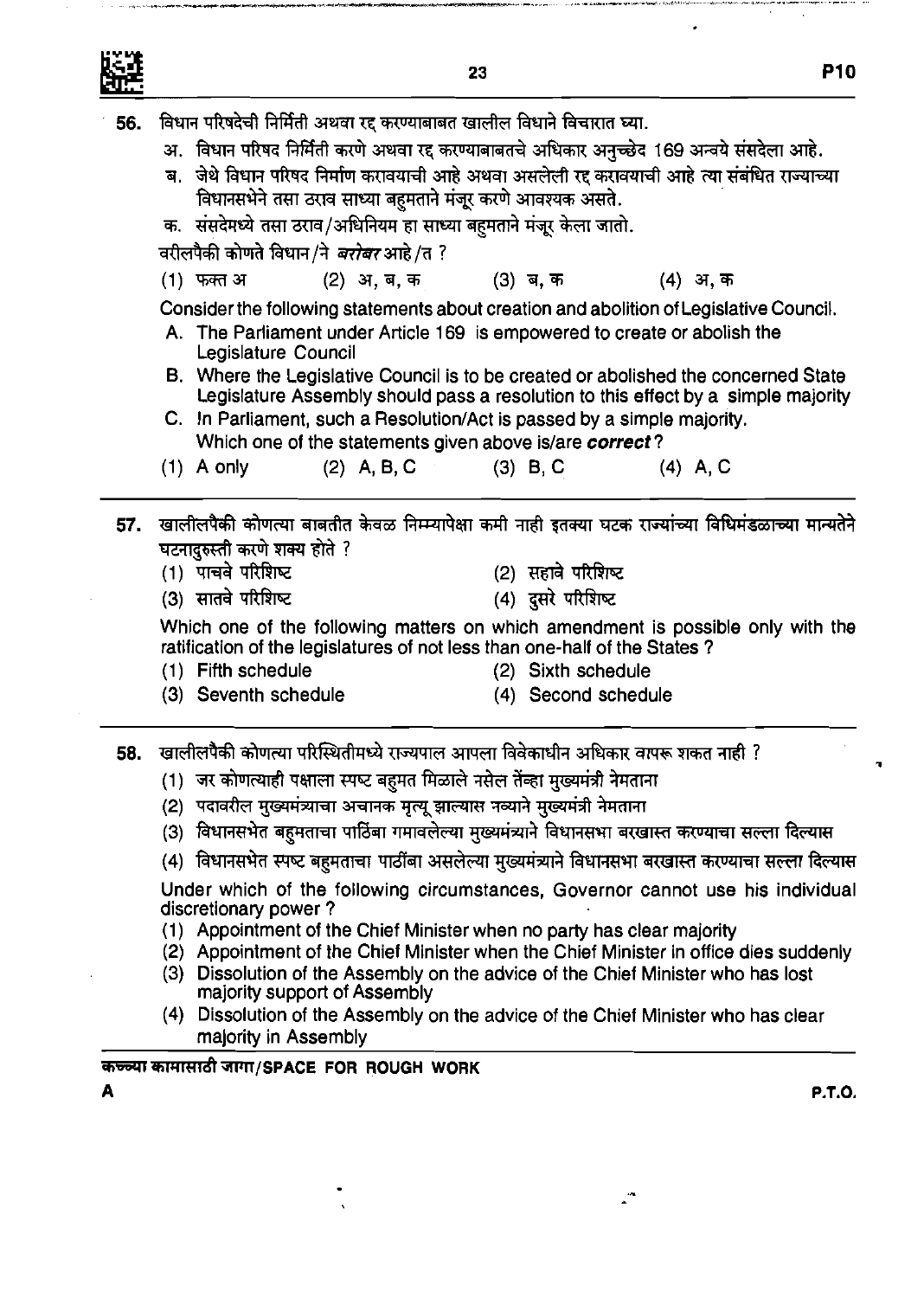56. विधान परिषदेची निर्मिती अथवा रद्द करण्याबाबत खालील विधाने विचारात घ्या.

अ. विधान परिषद निर्मिती करणे अथवा रद्द करण्याबाबतचे अधिकार अनुच्छेद 169 अन्वये संसदेला आहे.

ब. जेथे विधान परिषद निर्माण करावयाची आहे अथवा असलेली रद्द करावयाची आहे त्या संबंधित राज्याच्या विधानसभेने तसा ठराव साध्या बहुमताने मंजूर करणे आवश्यक असते.

क. संसदेमध्ये तसा ठराव/अधिनियम हा साध्या बहुमताने मंजूर केला जातो.

वरीलपैकी कोणते विधान/ने *बरोबर* आहे/त ?

(1) फक्त अ (2) अ, ब, क (3) ब, क (4) अ, क

Consider the following statements about creation and abolition of Legislative Council.

A. The Parliament under Article 169 is empowered to create or abolish the Legislature Council

B. Where the Legislative Council is to be created or abolished the concerned State Legislature Assembly should pass a resolution to this effect by a simple majority

C. In Parliament, such a Resolution/Act is passed by a simple majority.

Which one of the statements given above is/are ***correct*** ?

(1) A only (2) A, B, C (3) B, C (4) A, C

---

57. खालीलपैकी कोणत्या बाबतीत केवळ निम्म्यापेक्षा कमी नाही इतक्या घटक राज्यांच्या विधिमंडळाच्या मान्यतेने घटनादुरुस्ती करणे शक्य होते ?

(1) पाचवे परिशिष्ट (2) सहावे परिशिष्ट

(3) सातवे परिशिष्ट (4) दुसरे परिशिष्ट

Which one of the following matters on which amendment is possible only with the ratification of the legislatures of not less than one-half of the States ?

(1) Fifth schedule (2) Sixth schedule

(3) Seventh schedule (4) Second schedule

---

58. खालीलपैकी कोणत्या परिस्थितीमध्ये राज्यपाल आपला विवेकाधीन अधिकार वापरू शकत नाही ?

(1) जर कोणत्याही पक्षाला स्पष्ट बहुमत मिळाले नसेल तेंव्हा मुख्यमंत्री नेमताना

(2) पदावरील मुख्यमंत्र्याचा अचानक मृत्यू झाल्यास नव्याने मुख्यमंत्री नेमताना

(3) विधानसभेत बहुमताचा पाठिंबा गमावलेल्या मुख्यमंत्र्याने विधानसभा बरखास्त करण्याचा सल्ला दिल्यास

(4) विधानसभेत स्पष्ट बहुमताचा पाठींबा असलेल्या मुख्यमंत्र्याने विधानसभा बरखास्त करण्याचा सल्ला दिल्यास

Under which of the following circumstances, Governor cannot use his individual discretionary power ?

(1) Appointment of the Chief Minister when no party has clear majority

(2) Appointment of the Chief Minister when the Chief Minister in office dies suddenly

(3) Dissolution of the Assembly on the advice of the Chief Minister who has lost majority support of Assembly

(4) Dissolution of the Assembly on the advice of the Chief Minister who has clear majority in Assembly

कच्च्या कामासाठी जागा/SPACE FOR ROUGH WORK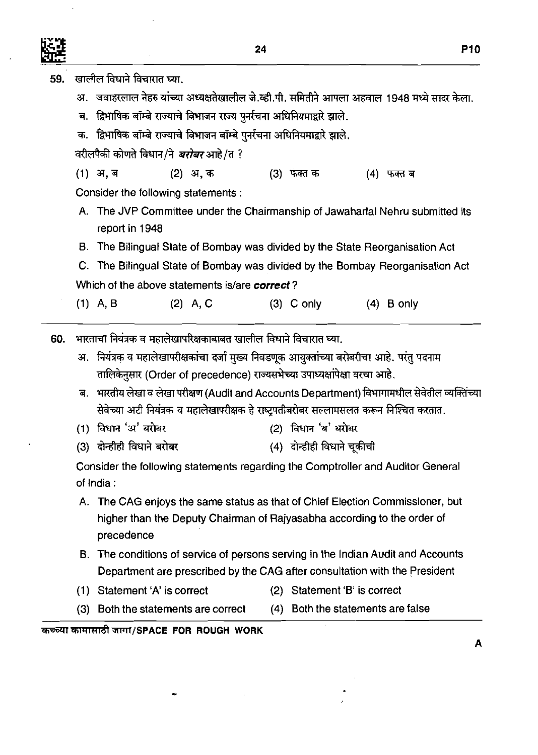59. खालील विधाने विचारात घ्या.

अ. जवाहरलाल नेहरु यांच्या अध्यक्षतेखालील जे.व्ही.पी. समितीने आपला अहवाल 1948 मध्ये सादर केला.

ब. द्विभाषिक बॉम्बे राज्याचे विभाजन राज्य पुनर्रचना अधिनियमाद्वारे झाले.

क. द्विभाषिक बॉम्बे राज्याचे विभाजन बॉम्बे पुनर्रचना अधिनियमाद्वारे झाले.

वरीलपैकी कोणते विधान/ने ***बरोबर*** आहे/त ?

(1) अ, ब (2) अ, क (3) फक्त क (4) फक्त ब

Consider the following statements :

A. The JVP Committee under the Chairmanship of Jawaharlal Nehru submitted its report in 1948

B. The Bilingual State of Bombay was divided by the State Reorganisation Act

C. The Bilingual State of Bombay was divided by the Bombay Reorganisation Act

Which of the above statements is/are ***correct*** ?

(1) A, B (2) A, C (3) C only (4) B only

---

60. भारताचा नियंत्रक व महालेखापरिक्षकाबाबत खालील विधाने विचारात घ्या.

अ. नियंत्रक व महालेखापरीक्षकांचा दर्जा मुख्य निवडणूक आयुक्तांच्या बरोबरीचा आहे. परंतु पदनाम तालिकेनुसार (Order of precedence) राज्यसभेच्या उपाध्यक्षांपेक्षा वरचा आहे.

ब. भारतीय लेखा व लेखा परीक्षण (Audit and Accounts Department) विभागामधील सेवेतील व्यक्तिंच्या सेवेच्या अटी नियंत्रक व महालेखापरीक्षक हे राष्ट्रपतीबरोबर सल्लामसलत करून निश्चित करतात.

(1) विधान 'अ' बरोबर (2) विधान 'ब' बरोबर

(3) दोन्हीही विधाने बरोबर (4) दोन्हीही विधाने चूकीची

Consider the following statements regarding the Comptroller and Auditor General of India :

A. The CAG enjoys the same status as that of Chief Election Commissioner, but higher than the Deputy Chairman of Rajyasabha according to the order of precedence

B. The conditions of service of persons serving in the Indian Audit and Accounts Department are prescribed by the CAG after consultation with the President

(1) Statement 'A' is correct (2) Statement 'B' is correct

(3) Both the statements are correct (4) Both the statements are false

कच्च्या कामासाठी जागा/SPACE FOR ROUGH WORK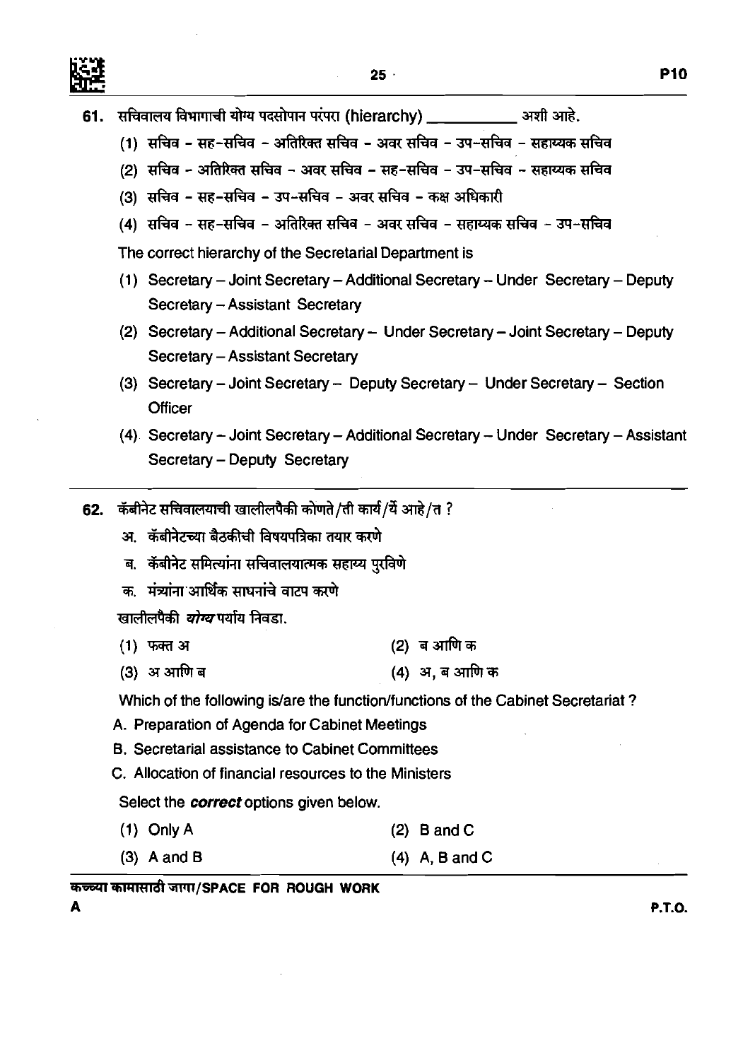61. सचिवालय विभागाची योग्य पदसोपान परंपरा (hierarchy) __________ अशी आहे.

(1) सचिव - सह-सचिव - अतिरिक्त सचिव - अवर सचिव - उप-सचिव - सहाय्यक सचिव

(2) सचिव - अतिरिक्त सचिव - अवर सचिव - सह-सचिव - उप-सचिव - सहाय्यक सचिव

(3) सचिव - सह-सचिव - उप-सचिव - अवर सचिव - कक्ष अधिकारी

(4) सचिव - सह-सचिव - अतिरिक्त सचिव - अवर सचिव - सहाय्यक सचिव - उप-सचिव

The correct hierarchy of the Secretarial Department is

(1) Secretary – Joint Secretary – Additional Secretary – Under Secretary – Deputy Secretary – Assistant Secretary

(2) Secretary – Additional Secretary – Under Secretary – Joint Secretary – Deputy Secretary – Assistant Secretary

(3) Secretary – Joint Secretary – Deputy Secretary – Under Secretary – Section Officer

(4) Secretary – Joint Secretary – Additional Secretary – Under Secretary – Assistant Secretary – Deputy Secretary

---

62. कॅबीनेट सचिवालयाची खालीलपैकी कोणते/ती कार्य/र्ये आहे/त ?

अ. कॅबीनेटच्या बैठकीची विषयपत्रिका तयार करणे

ब. कॅबीनेट समित्यांना सचिवालयात्मक सहाय्य पुरविणे

क. मंत्र्यांना आर्थिक साधनांचे वाटप करणे

खालीलपैकी ***योग्य*** पर्याय निवडा.

(1) फक्त अ

(2) ब आणि क

(3) अ आणि ब

(4) अ, ब आणि क

Which of the following is/are the function/functions of the Cabinet Secretariat ?

A. Preparation of Agenda for Cabinet Meetings

B. Secretarial assistance to Cabinet Committees

C. Allocation of financial resources to the Ministers

Select the ***correct*** options given below.

(1) Only A

(2) B and C

(3) A and B

(4) A, B and C

कच्च्या कामासाठी जागा/SPACE FOR ROUGH WORK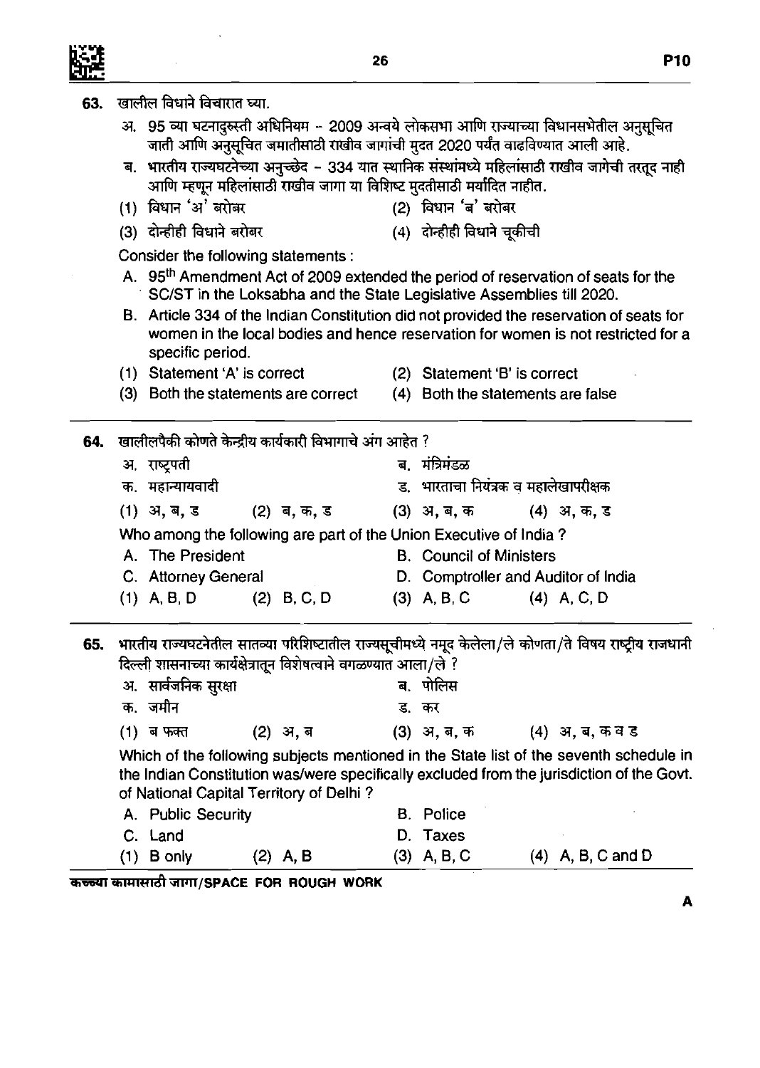63. खालील विधाने विचारात घ्या.

अ. 95 व्या घटनादुरुस्ती अधिनियम – 2009 अन्वये लोकसभा आणि राज्याच्या विधानसभेतील अनुसूचित जाती आणि अनुसूचित जमातीसाठी राखीव जागांची मुदत 2020 पर्यंत वाढविण्यात आली आहे.

ब. भारतीय राज्यघटनेच्या अनुच्छेद – 334 यात स्थानिक संस्थांमध्ये महिलांसाठी राखीव जागेची तरतूद नाही आणि म्हणून महिलांसाठी राखीव जागा या विशिष्ट मुदतीसाठी मर्यादित नाहीत.

(1) विधान 'अ' बरोबर
(2) विधान 'ब' बरोबर
(3) दोन्हीही विधाने बरोबर
(4) दोन्हीही विधाने चूकीची

Consider the following statements :

A. 95th Amendment Act of 2009 extended the period of reservation of seats for the SC/ST in the Loksabha and the State Legislative Assemblies till 2020.

B. Article 334 of the Indian Constitution did not provided the reservation of seats for women in the local bodies and hence reservation for women is not restricted for a specific period.

(1) Statement 'A' is correct
(2) Statement 'B' is correct
(3) Both the statements are correct
(4) Both the statements are false

64. खालीलपैकी कोणते केन्द्रीय कार्यकारी विभागाचे अंग आहेत ?

अ. राष्ट्रपती
ब. मंत्रिमंडळ
क. महान्यायवादी
ड. भारताचा नियंत्रक व महालेखापरीक्षक

(1) अ, ब, ड
(2) ब, क, ड
(3) अ, ब, क
(4) अ, क, ड

Who among the following are part of the Union Executive of India ?

A. The President
B. Council of Ministers
C. Attorney General
D. Comptroller and Auditor of India

(1) A, B, D
(2) B, C, D
(3) A, B, C
(4) A, C, D

65. भारतीय राज्यघटनेतील सातव्या परिशिष्टातील राज्यसूचीमध्ये नमूद केलेला/ले कोणता/ते विषय राष्ट्रीय राजधानी दिल्ली शासनाच्या कार्यक्षेत्रातून विशेषत्वाने वगळण्यात आला/ले ?

अ. सार्वजनिक सुरक्षा
ब. पोलिस
क. जमीन
ड. कर

(1) ब फक्त
(2) अ, ब
(3) अ, ब, क
(4) अ, ब, क व ड

Which of the following subjects mentioned in the State list of the seventh schedule in the Indian Constitution was/were specifically excluded from the jurisdiction of the Govt. of National Capital Territory of Delhi ?

A. Public Security
B. Police
C. Land
D. Taxes

(1) B only
(2) A, B
(3) A, B, C
(4) A, B, C and D

कच्च्या कामासाठी जागा/SPACE FOR ROUGH WORK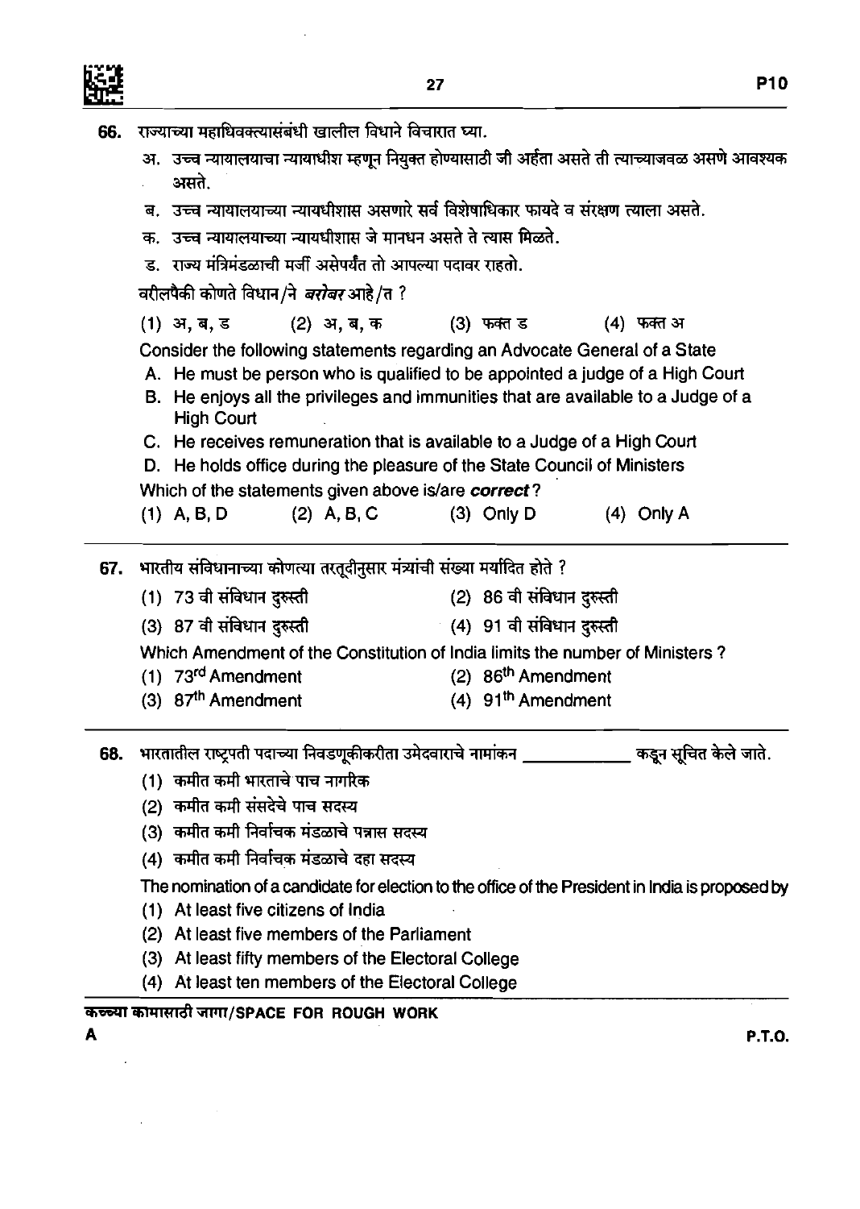66. राज्याच्या महाधिवक्त्यासंबंधी खालील विधाने विचारात घ्या.

अ. उच्च न्यायालयाचा न्यायाधीश म्हणून नियुक्त होण्यासाठी जी अर्हता असते ती त्याच्याजवळ असणे आवश्यक असते.

ब. उच्च न्यायालयाच्या न्यायधीशास असणारे सर्व विशेषाधिकार फायदे व संरक्षण त्याला असते.

क. उच्च न्यायालयाच्या न्यायधीशास जे मानधन असते ते त्यास मिळते.

ड. राज्य मंत्रिमंडळाची मर्जी असेपर्यंत तो आपल्या पदावर राहतो.

वरीलपैकी कोणते विधान/ने *बरोबर* आहे/त ?

(1) अ, ब, ड (2) अ, ब, क (3) फक्त ड (4) फक्त अ

Consider the following statements regarding an Advocate General of a State

A. He must be person who is qualified to be appointed a judge of a High Court

B. He enjoys all the privileges and immunities that are available to a Judge of a High Court

C. He receives remuneration that is available to a Judge of a High Court

D. He holds office during the pleasure of the State Council of Ministers

Which of the statements given above is/are ***correct***?

(1) A, B, D (2) A, B, C (3) Only D (4) Only A

---

67. भारतीय संविधानाच्या कोणत्या तरतूदीनुसार मंत्र्यांची संख्या मर्यादित होते ?

(1) 73 वी संविधान दुरुस्ती (2) 86 वी संविधान दुरुस्ती

(3) 87 वी संविधान दुरुस्ती (4) 91 वी संविधान दुरुस्ती

Which Amendment of the Constitution of India limits the number of Ministers ?

(1) 73rd Amendment (2) 86th Amendment

(3) 87th Amendment (4) 91th Amendment

---

68. भारतातील राष्ट्रपती पदाच्या निवडणूकीकरीता उमेदवाराचे नामांकन \_\_\_\_\_\_\_\_\_\_ कडून सूचित केले जाते.

(1) कमीत कमी भारताचे पाच नागरिक

(2) कमीत कमी संसदेचे पाच सदस्य

(3) कमीत कमी निर्वाचक मंडळाचे पन्नास सदस्य

(4) कमीत कमी निर्वाचक मंडळाचे दहा सदस्य

The nomination of a candidate for election to the office of the President in India is proposed by

(1) At least five citizens of India

(2) At least five members of the Parliament

(3) At least fifty members of the Electoral College

(4) At least ten members of the Electoral College

कच्च्या कामासाठी जागा/SPACE FOR ROUGH WORK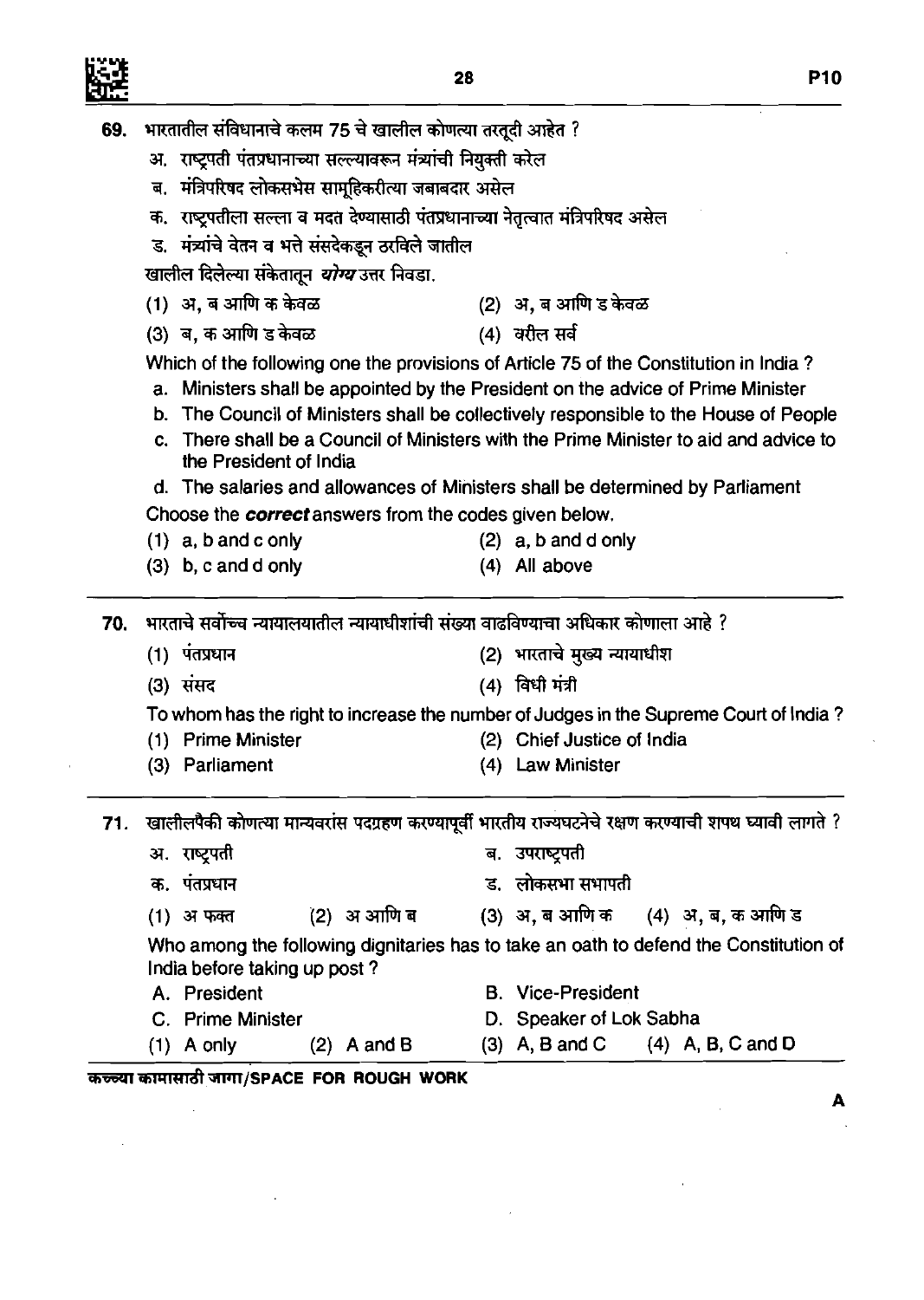69. भारतातील संविधानाचे कलम 75 चे खालील कोणत्या तरतूदी आहेत ?

अ. राष्ट्रपती पंतप्रधानाच्या सल्ल्यावरून मंत्र्यांची नियुक्ती करेल

ब. मंत्रिपरिषद लोकसभेस सामूहिकरीत्या जबाबदार असेल

क. राष्ट्रपतीला सल्ला व मदत देण्यासाठी पंतप्रधानाच्या नेतृत्वात मंत्रिपरिषद असेल

ड. मंत्र्यांचे वेतन व भत्ते संसदेकडून ठरविले जातील

खालील दिलेल्या संकेतातून *योग्य* उत्तर निवडा.

(1) अ, ब आणि क केवळ (2) अ, ब आणि ड केवळ

(3) ब, क आणि ड केवळ (4) वरील सर्व

Which of the following one the provisions of Article 75 of the Constitution in India ?

a. Ministers shall be appointed by the President on the advice of Prime Minister

b. The Council of Ministers shall be collectively responsible to the House of People

c. There shall be a Council of Ministers with the Prime Minister to aid and advice to the President of India

d. The salaries and allowances of Ministers shall be determined by Parliament

Choose the ***correct*** answers from the codes given below.

(1) a, b and c only (2) a, b and d only

(3) b, c and d only (4) All above

---

70. भारताचे सर्वोच्च न्यायालयातील न्यायाधीशांची संख्या वाढविण्याचा अधिकार कोणाला आहे ?

(1) पंतप्रधान (2) भारताचे मुख्य न्यायाधीश

(3) संसद (4) विधी मंत्री

To whom has the right to increase the number of Judges in the Supreme Court of India ?

(1) Prime Minister (2) Chief Justice of India

(3) Parliament (4) Law Minister

---

71. खालीलपैकी कोणत्या मान्यवरांस पदग्रहण करण्यापूर्वी भारतीय राज्यघटनेचे रक्षण करण्याची शपथ घ्यावी लागते ?

अ. राष्ट्रपती ब. उपराष्ट्रपती

क. पंतप्रधान ड. लोकसभा सभापती

(1) अ फक्त (2) अ आणि ब (3) अ, ब आणि क (4) अ, ब, क आणि ड

Who among the following dignitaries has to take an oath to defend the Constitution of India before taking up post ?

A. President B. Vice-President

C. Prime Minister D. Speaker of Lok Sabha

(1) A only (2) A and B (3) A, B and C (4) A, B, C and D

कच्च्या कामासाठी जागा/SPACE FOR ROUGH WORK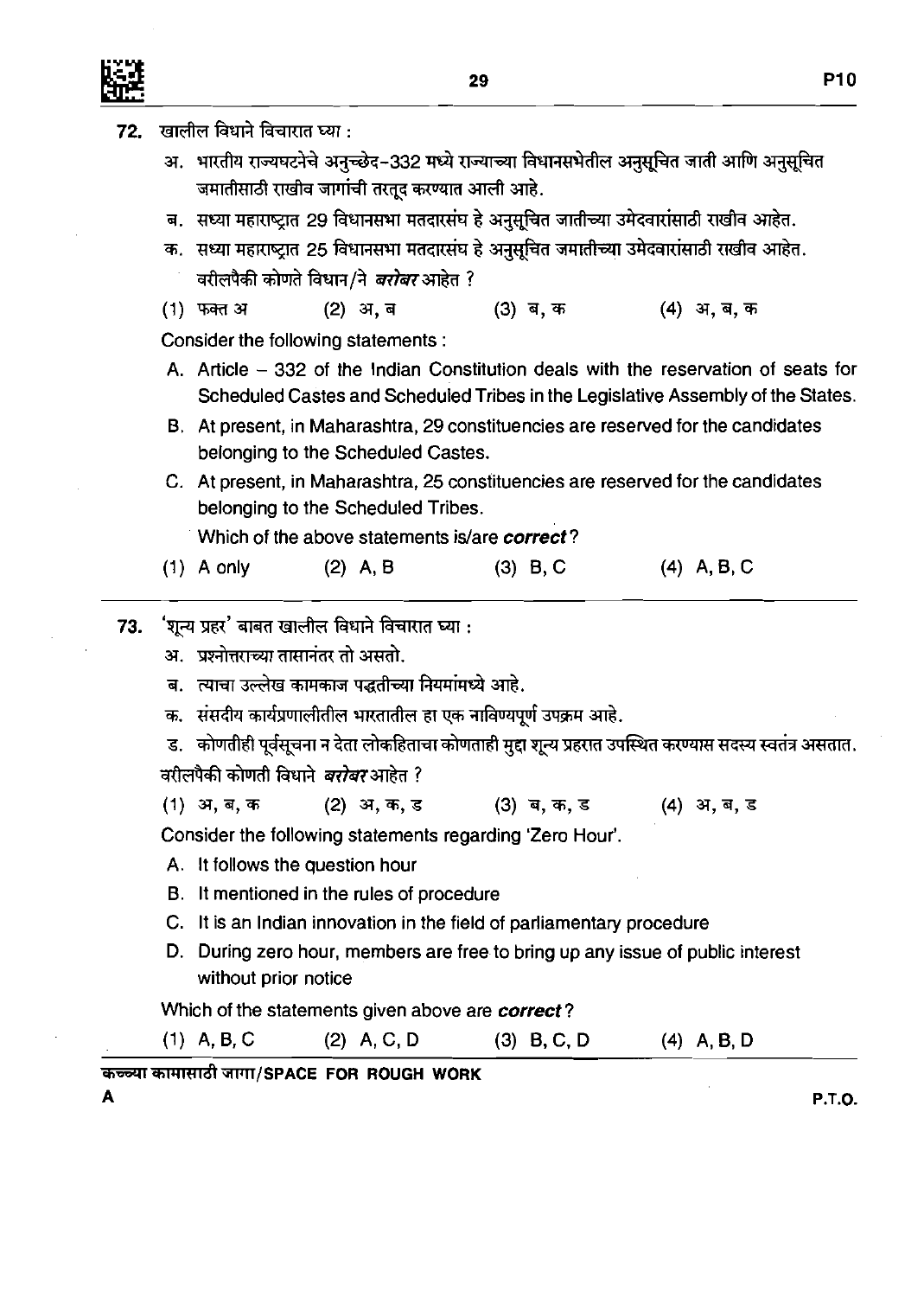72. खालील विधाने विचारात घ्या :

अ. भारतीय राज्यघटनेचे अनुच्छेद-332 मध्ये राज्याच्या विधानसभेतील अनुसूचित जाती आणि अनुसूचित जमातीसाठी राखीव जागांची तरतूद करण्यात आली आहे.

ब. सध्या महाराष्ट्रात 29 विधानसभा मतदारसंघ हे अनुसूचित जातीच्या उमेदवारांसाठी राखीव आहेत.

क. सध्या महाराष्ट्रात 25 विधानसभा मतदारसंघ हे अनुसूचित जमातीच्या उमेदवारांसाठी राखीव आहेत.

वरीलपैकी कोणते विधान/ने ***बरोबर*** आहेत ?

(1) फक्त अ  (2) अ, ब  (3) ब, क  (4) अ, ब, क

Consider the following statements :

A. Article – 332 of the Indian Constitution deals with the reservation of seats for Scheduled Castes and Scheduled Tribes in the Legislative Assembly of the States.

B. At present, in Maharashtra, 29 constituencies are reserved for the candidates belonging to the Scheduled Castes.

C. At present, in Maharashtra, 25 constituencies are reserved for the candidates belonging to the Scheduled Tribes.

Which of the above statements is/are ***correct***?

(1) A only  (2) A, B  (3) B, C  (4) A, B, C

---

73. 'शून्य प्रहर' बाबत खालील विधाने विचारात घ्या :

अ. प्रश्नोत्तराच्या तासानंतर तो असतो.

ब. त्याचा उल्लेख कामकाज पद्धतीच्या नियमांमध्ये आहे.

क. संसदीय कार्यप्रणालीतील भारतातील हा एक नाविण्यपूर्ण उपक्रम आहे.

ड. कोणतीही पूर्वसूचना न देता लोकहिताचा कोणताही मुद्दा शून्य प्रहरात उपस्थित करण्यास सदस्य स्वतंत्र असतात.

वरीलपैकी कोणती विधाने ***बरोबर*** आहेत ?

(1) अ, ब, क  (2) अ, क, ड  (3) ब, क, ड  (4) अ, ब, ड

Consider the following statements regarding 'Zero Hour'.

A. It follows the question hour

B. It mentioned in the rules of procedure

C. It is an Indian innovation in the field of parliamentary procedure

D. During zero hour, members are free to bring up any issue of public interest without prior notice

Which of the statements given above are ***correct***?

(1) A, B, C  (2) A, C, D  (3) B, C, D  (4) A, B, D

कच्च्या कामासाठी जागा/SPACE FOR ROUGH WORK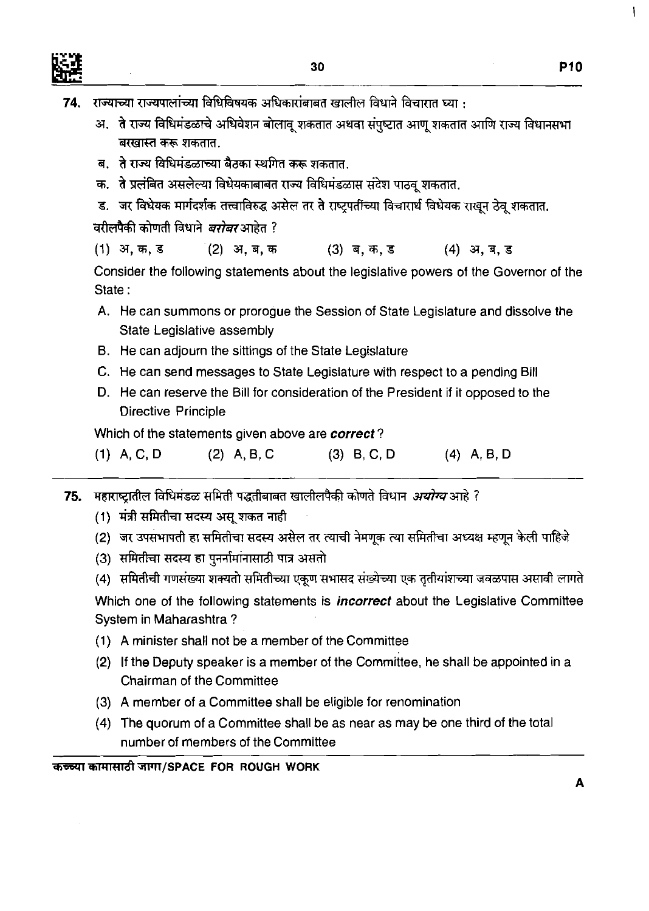74. राज्याच्या राज्यपालांच्या विधिविषयक अधिकारांबाबत खालील विधाने विचारात घ्या :

अ. ते राज्य विधिमंडळाचे अधिवेशन बोलावू शकतात अथवा संपुष्टात आणू शकतात आणि राज्य विधानसभा बरखास्त करू शकतात.

ब. ते राज्य विधिमंडळाच्या बैठका स्थगित करू शकतात.

क. ते प्रलंबित असलेल्या विधेयकाबाबत राज्य विधिमंडळास संदेश पाठवू शकतात.

ड. जर विधेयक मार्गदर्शक तत्त्वाविरुद्ध असेल तर ते राष्ट्रपतींच्या विचारार्थ विधेयक राखून ठेवू शकतात.

वरीलपैकी कोणती विधाने *बरोबर* आहेत ?

(1) अ, क, ड (2) अ, ब, क (3) ब, क, ड (4) अ, ब, ड

Consider the following statements about the legislative powers of the Governor of the State :

A. He can summons or prorogue the Session of State Legislature and dissolve the State Legislative assembly

B. He can adjourn the sittings of the State Legislature

C. He can send messages to State Legislature with respect to a pending Bill

D. He can reserve the Bill for consideration of the President if it opposed to the Directive Principle

Which of the statements given above are ***correct*** ?

(1) A, C, D (2) A, B, C (3) B, C, D (4) A, B, D

---

75. महाराष्ट्रातील विधिमंडळ समिती पद्धतीबाबत खालीलपैकी कोणते विधान *अयोग्य* आहे ?

(1) मंत्री समितीचा सदस्य असू शकत नाही

(2) जर उपसभापती हा समितीचा सदस्य असेल तर त्याची नेमणूक त्या समितीचा अध्यक्ष म्हणून केली पाहिजे

(3) समितीचा सदस्य हा पुनर्नामांनासाठी पात्र असतो

(4) समितीची गणसंख्या शक्यतो समितीच्या एकूण सभासद संख्येच्या एक तृतीयांशच्या जवळपास असावी लागते

Which one of the following statements is ***incorrect*** about the Legislative Committee System in Maharashtra ?

(1) A minister shall not be a member of the Committee

(2) If the Deputy speaker is a member of the Committee, he shall be appointed in a Chairman of the Committee

(3) A member of a Committee shall be eligible for renomination

(4) The quorum of a Committee shall be as near as may be one third of the total number of members of the Committee

कच्च्या कामासाठी जागा/SPACE FOR ROUGH WORK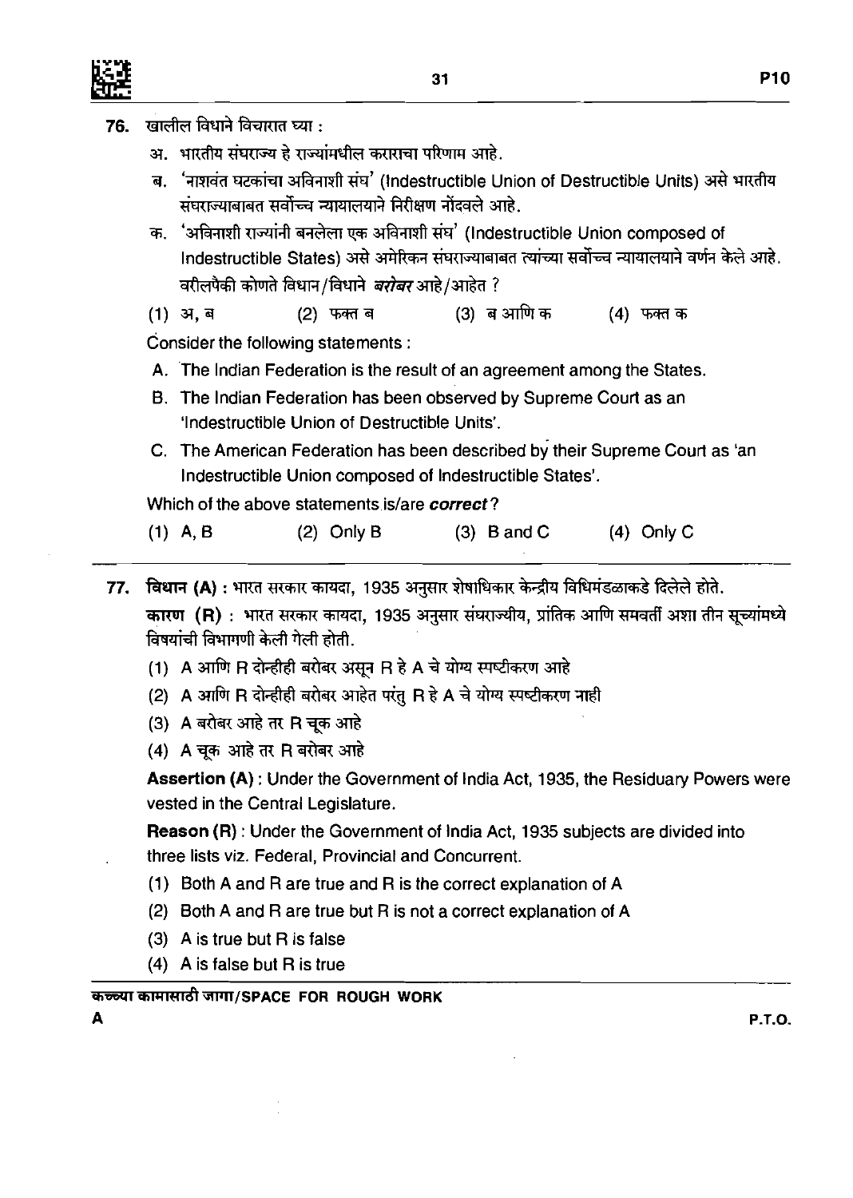76. खालील विधाने विचारात घ्या :

अ. भारतीय संघराज्य हे राज्यांमधील कराराचा परिणाम आहे.

ब. 'नाशवंत घटकांचा अविनाशी संघ' (Indestructible Union of Destructible Units) असे भारतीय संघराज्याबाबत सर्वोच्च न्यायालयाने निरीक्षण नोंदवले आहे.

क. 'अविनाशी राज्यांनी बनलेला एक अविनाशी संघ' (Indestructible Union composed of Indestructible States) असे अमेरिकन संघराज्याबाबत त्यांच्या सर्वोच्च न्यायालयाने वर्णन केले आहे.

वरीलपैकी कोणते विधान/विधाने ***बरोबर*** आहे/आहेत ?

(1) अ, ब (2) फक्त ब (3) ब आणि क (4) फक्त क

Consider the following statements :

A. The Indian Federation is the result of an agreement among the States.

B. The Indian Federation has been observed by Supreme Court as an 'Indestructible Union of Destructible Units'.

C. The American Federation has been described by their Supreme Court as 'an Indestructible Union composed of Indestructible States'.

Which of the above statements is/are ***correct***?

(1) A, B (2) Only B (3) B and C (4) Only C

---

77. **विधान (A) :** भारत सरकार कायदा, 1935 अनुसार शेषाधिकार केन्द्रीय विधिमंडळाकडे दिलेले होते.

**कारण (R) :** भारत सरकार कायदा, 1935 अनुसार संघराज्यीय, प्रांतिक आणि समवर्ती अशा तीन सूच्यांमध्ये विषयांची विभागणी केली गेली होती.

(1) A आणि R दोन्हीही बरोबर असून R हे A चे योग्य स्पष्टीकरण आहे

(2) A आणि R दोन्हीही बरोबर आहेत परंतु R हे A चे योग्य स्पष्टीकरण नाही

(3) A बरोबर आहे तर R चूक आहे

(4) A चूक आहे तर R बरोबर आहे

**Assertion (A) :** Under the Government of India Act, 1935, the Residuary Powers were vested in the Central Legislature.

**Reason (R) :** Under the Government of India Act, 1935 subjects are divided into three lists viz. Federal, Provincial and Concurrent.

(1) Both A and R are true and R is the correct explanation of A

(2) Both A and R are true but R is not a correct explanation of A

(3) A is true but R is false

(4) A is false but R is true

कच्च्या कामासाठी जागा/SPACE FOR ROUGH WORK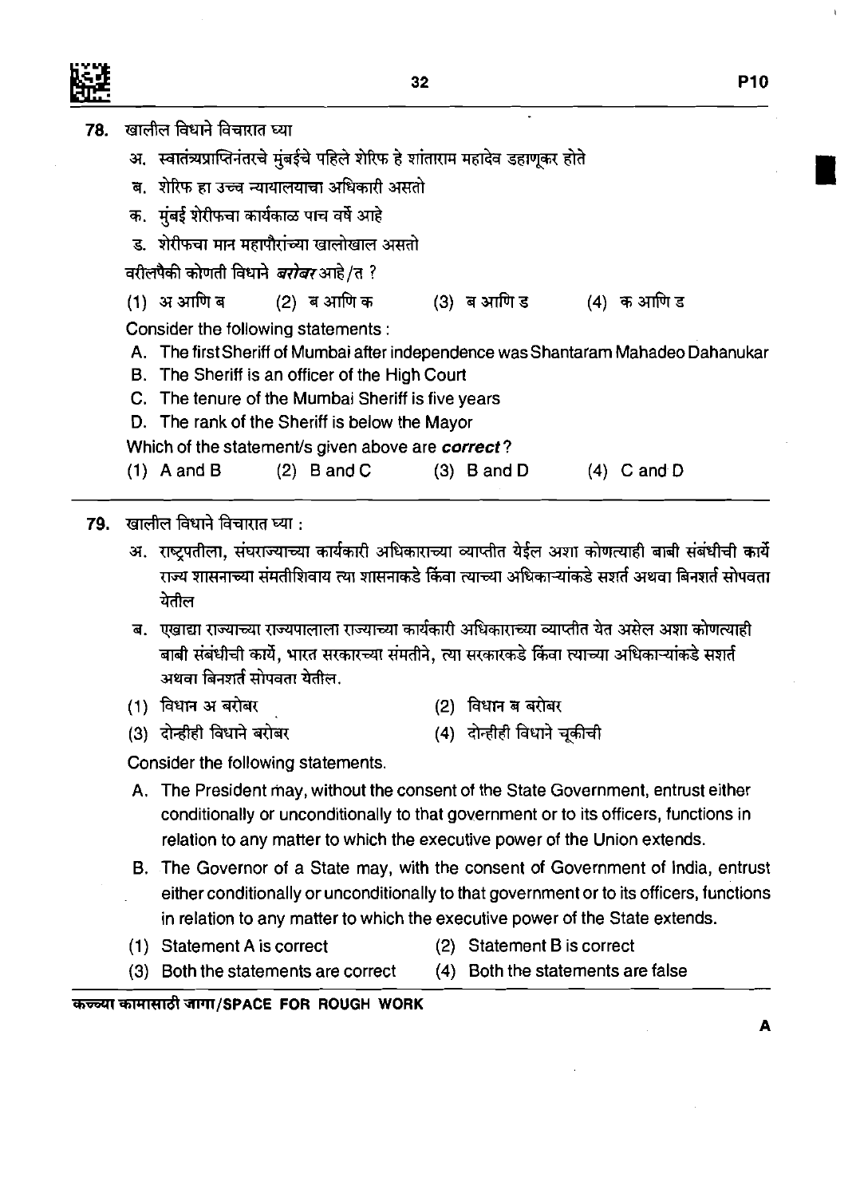78. खालील विधाने विचारात घ्या

अ. स्वातंत्र्यप्राप्तिनंतरचे मुंबईचे पहिले शेरिफ हे शांताराम महादेव डहाणूकर होते

ब. शेरिफ हा उच्च न्यायालयाचा अधिकारी असतो

क. मुंबई शेरीफचा कार्यकाळ पाच वर्षे आहे

ड. शेरीफचा मान महापौरांच्या खालोखाल असतो

वरीलपैकी कोणती विधाने ***बरोबर*** आहे/त ?

(1) अ आणि ब (2) ब आणि क (3) ब आणि ड (4) क आणि ड

Consider the following statements :

A. The first Sheriff of Mumbai after independence was Shantaram Mahadeo Dahanukar

B. The Sheriff is an officer of the High Court

C. The tenure of the Mumbai Sheriff is five years

D. The rank of the Sheriff is below the Mayor

Which of the statement/s given above are ***correct***?

(1) A and B (2) B and C (3) B and D (4) C and D

---

79. खालील विधाने विचारात घ्या :

अ. राष्ट्रपतीला, संघराज्याच्या कार्यकारी अधिकाराच्या व्याप्तीत येईल अशा कोणत्याही बाबी संबंधीची कार्ये राज्य शासनाच्या संमतीशिवाय त्या शासनाकडे किंवा त्याच्या अधिकाऱ्यांकडे सशर्त अथवा बिनशर्त सोपवता येतील

ब. एखाद्या राज्याच्या राज्यपालाला राज्याच्या कार्यकारी अधिकाराच्या व्याप्तीत येत असेल अशा कोणत्याही बाबी संबंधीची कार्ये, भारत सरकारच्या संमतीने, त्या सरकारकडे किंवा त्याच्या अधिकाऱ्यांकडे सशर्त अथवा बिनशर्त सोपवता येतील.

(1) विधान अ बरोबर

(2) विधान ब बरोबर

(3) दोन्हीही विधाने बरोबर

(4) दोन्हीही विधाने चूकीची

Consider the following statements.

A. The President may, without the consent of the State Government, entrust either conditionally or unconditionally to that government or to its officers, functions in relation to any matter to which the executive power of the Union extends.

B. The Governor of a State may, with the consent of Government of India, entrust either conditionally or unconditionally to that government or to its officers, functions in relation to any matter to which the executive power of the State extends.

(1) Statement A is correct

(2) Statement B is correct

(3) Both the statements are correct

(4) Both the statements are false

कच्च्या कामासाठी जागा/SPACE FOR ROUGH WORK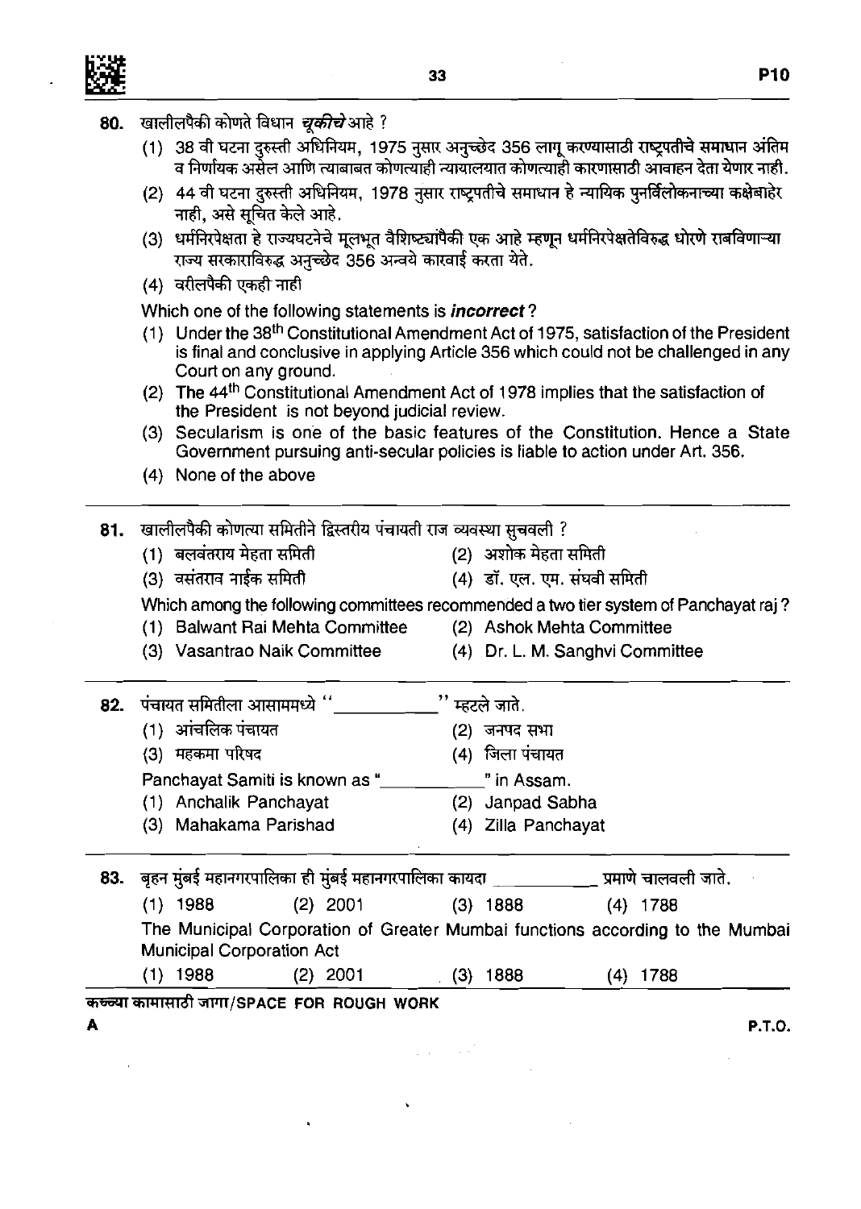80. खालीलपैकी कोणते विधान ***चूकीचे*** आहे ?

(1) 38 वी घटना दुरुस्ती अधिनियम, 1975 नुसार अनुच्छेद 356 लागू करण्यासाठी राष्ट्रपतीचे समाधान अंतिम व निर्णायक असेल आणि त्याबाबत कोणत्याही न्यायालयात कोणत्याही कारणासाठी आवाहन देता येणार नाही.

(2) 44 वी घटना दुरुस्ती अधिनियम, 1978 नुसार राष्ट्रपतीचे समाधान हे न्यायिक पुनर्विलोकनाच्या कक्षेबाहेर नाही, असे सूचित केले आहे.

(3) धर्मनिरपेक्षता हे राज्यघटनेचे मूलभूत वैशिष्ट्यांपैकी एक आहे म्हणून धर्मनिरपेक्षतेविरुद्ध धोरणे राबविणाऱ्या राज्य सरकाराविरुद्ध अनुच्छेद 356 अन्वये कारवाई करता येते.

(4) वरीलपैकी एकही नाही

Which one of the following statements is ***incorrect***?

(1) Under the 38th Constitutional Amendment Act of 1975, satisfaction of the President is final and conclusive in applying Article 356 which could not be challenged in any Court on any ground.

(2) The 44th Constitutional Amendment Act of 1978 implies that the satisfaction of the President is not beyond judicial review.

(3) Secularism is one of the basic features of the Constitution. Hence a State Government pursuing anti-secular policies is liable to action under Art. 356.

(4) None of the above

---

81. खालीलपैकी कोणत्या समितीने द्विस्तरीय पंचायती राज व्यवस्था सुचवली ?

(1) बलवंतराय मेहता समिती
(2) अशोक मेहता समिती
(3) वसंतराव नाईक समिती
(4) डॉ. एल. एम. संघवी समिती

Which among the following committees recommended a two tier system of Panchayat raj?

(1) Balwant Rai Mehta Committee
(2) Ashok Mehta Committee
(3) Vasantrao Naik Committee
(4) Dr. L. M. Sanghvi Committee

---

82. पंचायत समितीला आसाममध्ये "__________" म्हटले जाते.

(1) आंचलिक पंचायत
(2) जनपद सभा
(3) महकमा परिषद
(4) जिला पंचायत

Panchayat Samiti is known as "__________" in Assam.

(1) Anchalik Panchayat
(2) Janpad Sabha
(3) Mahakama Parishad
(4) Zilla Panchayat

---

83. बृहन मुंबई महानगरपालिका ही मुंबई महानगरपालिका कायदा __________ प्रमाणे चालवली जाते.

(1) 1988 (2) 2001 (3) 1888 (4) 1788

The Municipal Corporation of Greater Mumbai functions according to the Mumbai Municipal Corporation Act

(1) 1988 (2) 2001 (3) 1888 (4) 1788

कच्च्या कामासाठी जागा/SPACE FOR ROUGH WORK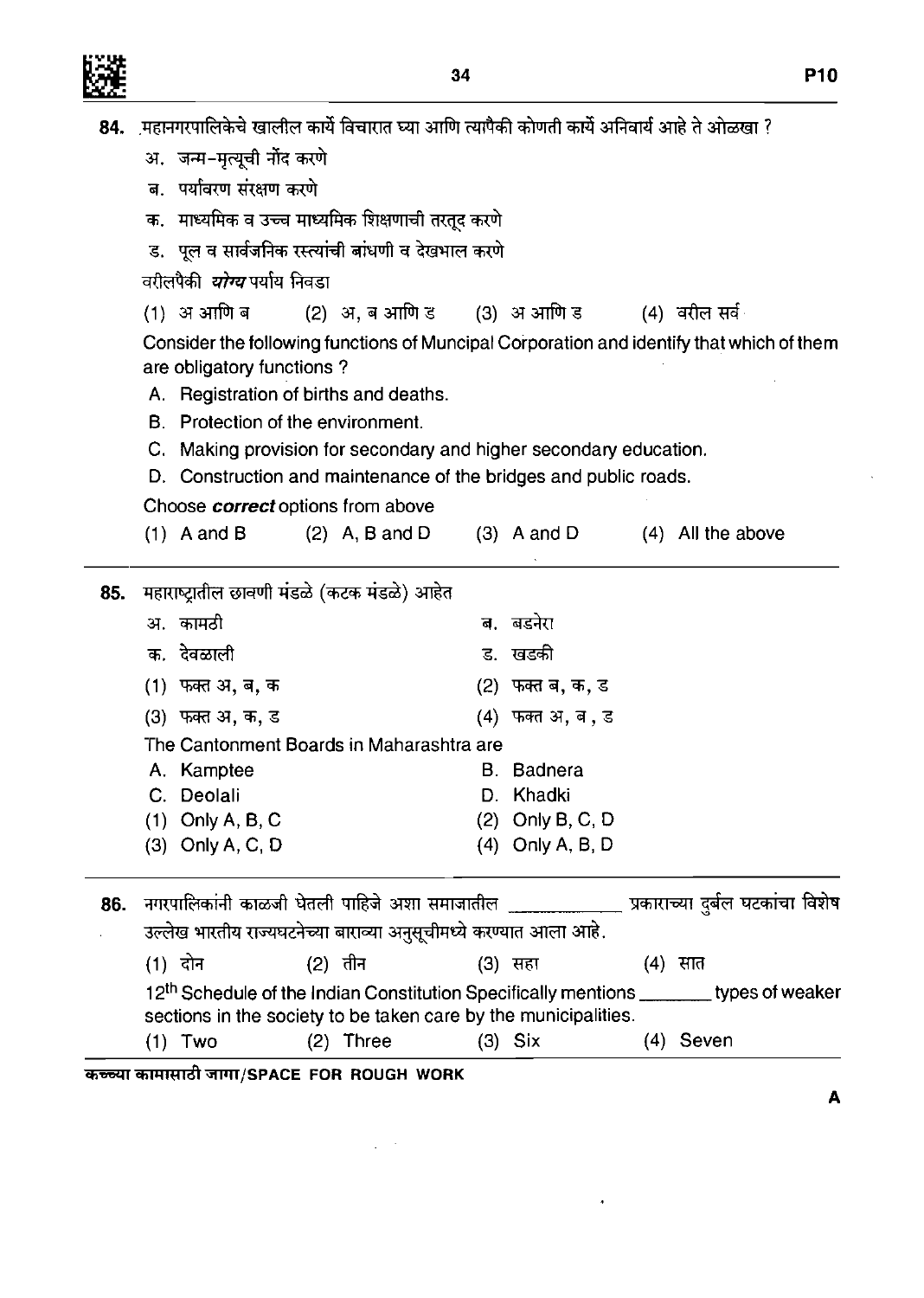84. महानगरपालिकेचे खालील कार्ये विचारात घ्या आणि त्यापैकी कोणती कार्ये अनिवार्य आहे ते ओळखा ?

अ. जन्म-मृत्यूची नोंद करणे

ब. पर्यावरण संरक्षण करणे

क. माध्यमिक व उच्च माध्यमिक शिक्षणाची तरतूद करणे

ड. पूल व सार्वजनिक रस्त्यांची बांधणी व देखभाल करणे

वरीलपैकी ***योग्य*** पर्याय निवडा

(1) अ आणि ब (2) अ, ब आणि ड (3) अ आणि ड (4) वरील सर्व

Consider the following functions of Muncipal Corporation and identify that which of them are obligatory functions ?

A. Registration of births and deaths.

B. Protection of the environment.

C. Making provision for secondary and higher secondary education.

D. Construction and maintenance of the bridges and public roads.

Choose ***correct*** options from above

(1) A and B (2) A, B and D (3) A and D (4) All the above

---

85. महाराष्ट्रातील छावणी मंडळे (कटक मंडळे) आहेत

अ. कामठी

ब. बडनेरा

क. देवळाली

ड. खडकी

(1) फक्त अ, ब, क

(2) फक्त ब, क, ड

(3) फक्त अ, क, ड

(4) फक्त अ, ब, ड

The Cantonment Boards in Maharashtra are

A. Kamptee

B. Badnera

C. Deolali

D. Khadki

(1) Only A, B, C

(2) Only B, C, D

(3) Only A, C, D

(4) Only A, B, D

---

86. नगरपालिकांनी काळजी घेतली पाहिजे अशा समाजातील ________ प्रकाराच्या दुर्बल घटकांचा विशेष उल्लेख भारतीय राज्यघटनेच्या बाराव्या अनुसूचीमध्ये करण्यात आला आहे.

(1) दोन (2) तीन (3) सहा (4) सात

12th Schedule of the Indian Constitution Specifically mentions ________ types of weaker sections in the society to be taken care by the municipalities.

(1) Two (2) Three (3) Six (4) Seven

कच्च्या कामासाठी जागा/SPACE FOR ROUGH WORK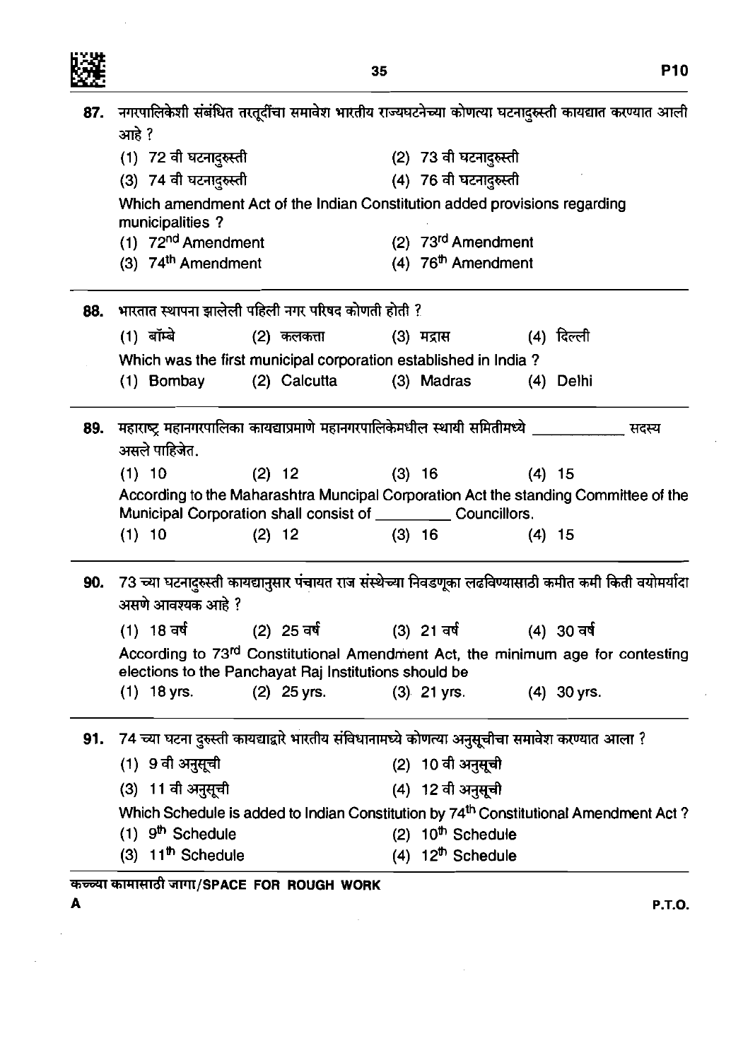87. नगरपालिकेशी संबंधित तरतूदींचा समावेश भारतीय राज्यघटनेच्या कोणत्या घटनादुरुस्ती कायद्यात करण्यात आली आहे ?

(1) 72 वी घटनादुरुस्ती (2) 73 वी घटनादुरुस्ती
(3) 74 वी घटनादुरुस्ती (4) 76 वी घटनादुरुस्ती

Which amendment Act of the Indian Constitution added provisions regarding municipalities ?

(1) 72nd Amendment (2) 73rd Amendment
(3) 74th Amendment (4) 76th Amendment

---

88. भारतात स्थापना झालेली पहिली नगर परिषद कोणती होती ?

(1) बॉम्बे (2) कलकत्ता (3) मद्रास (4) दिल्ली

Which was the first municipal corporation established in India ?

(1) Bombay (2) Calcutta (3) Madras (4) Delhi

---

89. महाराष्ट्र महानगरपालिका कायद्याप्रमाणे महानगरपालिकेमधील स्थायी समितीमध्ये ____________ सदस्य असले पाहिजेत.

(1) 10 (2) 12 (3) 16 (4) 15

According to the Maharashtra Muncipal Corporation Act the standing Committee of the Municipal Corporation shall consist of _________ Councillors.

(1) 10 (2) 12 (3) 16 (4) 15

---

90. 73 व्या घटनादुरुस्ती कायद्यानुसार पंचायत राज संस्थेच्या निवडणूका लढविण्यासाठी कमीत कमी किती वयोमर्यादा असणे आवश्यक आहे ?

(1) 18 वर्ष (2) 25 वर्ष (3) 21 वर्ष (4) 30 वर्ष

According to 73rd Constitutional Amendment Act, the minimum age for contesting elections to the Panchayat Raj Institutions should be

(1) 18 yrs. (2) 25 yrs. (3) 21 yrs. (4) 30 yrs.

---

91. 74 व्या घटना दुरुस्ती कायद्याद्वारे भारतीय संविधानामध्ये कोणत्या अनुसूचीचा समावेश करण्यात आला ?

(1) 9 वी अनुसूची (2) 10 वी अनुसूची
(3) 11 वी अनुसूची (4) 12 वी अनुसूची

Which Schedule is added to Indian Constitution by 74th Constitutional Amendment Act ?

(1) 9th Schedule (2) 10th Schedule
(3) 11th Schedule (4) 12th Schedule

कच्च्या कामासाठी जागा/SPACE FOR ROUGH WORK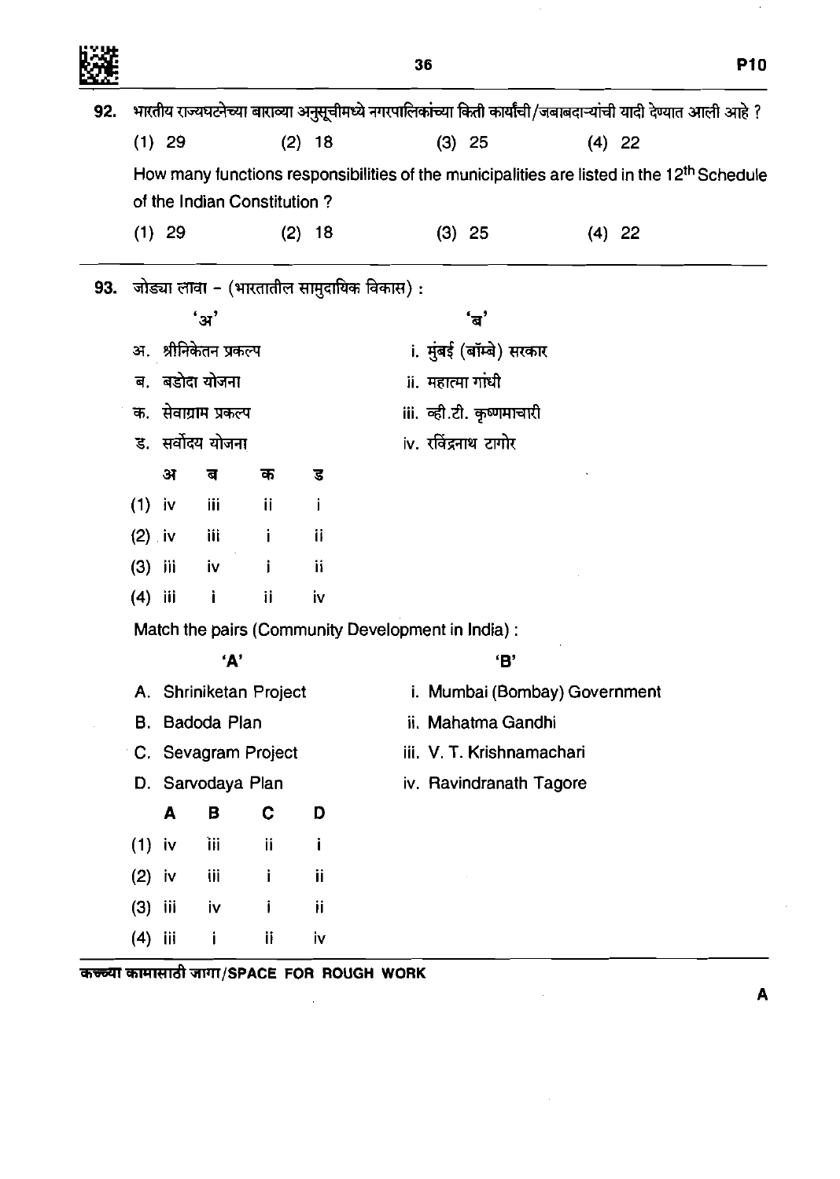92. भारतीय राज्यघटनेच्या बाराव्या अनुसूचीमध्ये नगरपालिकांच्या किती कार्यांची/जबाबदाऱ्यांची यादी देण्यात आली आहे ?

(1) 29 (2) 18 (3) 25 (4) 22

How many functions responsibilities of the municipalities are listed in the 12[th] Schedule of the Indian Constitution ?

(1) 29 (2) 18 (3) 25 (4) 22

---

93. जोड्या लावा – (भारतातील सामुदायिक विकास) :

| 'अ' | 'ब' |
|---|---|
| अ. श्रीनिकेतन प्रकल्प | i. मुंबई (बॉम्बे) सरकार |
| ब. बडोदा योजना | ii. महात्मा गांधी |
| क. सेवाग्राम प्रकल्प | iii. व्ही.टी. कृष्णमाचारी |
| ड. सर्वोदय योजना | iv. रविंद्रनाथ टागोर |

| | अ | ब | क | ड |
|---|---|---|---|---|
| (1) | iv | iii | ii | i |
| (2) | iv | iii | i | ii |
| (3) | iii | iv | i | ii |
| (4) | iii | i | ii | iv |

Match the pairs (Community Development in India) :

| 'A' | 'B' |
|---|---|
| A. Shriniketan Project | i. Mumbai (Bombay) Government |
| B. Badoda Plan | ii. Mahatma Gandhi |
| C. Sevagram Project | iii. V. T. Krishnamachari |
| D. Sarvodaya Plan | iv. Ravindranath Tagore |

| | A | B | C | D |
|---|---|---|---|---|
| (1) | iv | iii | ii | i |
| (2) | iv | iii | i | ii |
| (3) | iii | iv | i | ii |
| (4) | iii | i | ii | iv |

कच्च्या कामासाठी जागा/SPACE FOR ROUGH WORK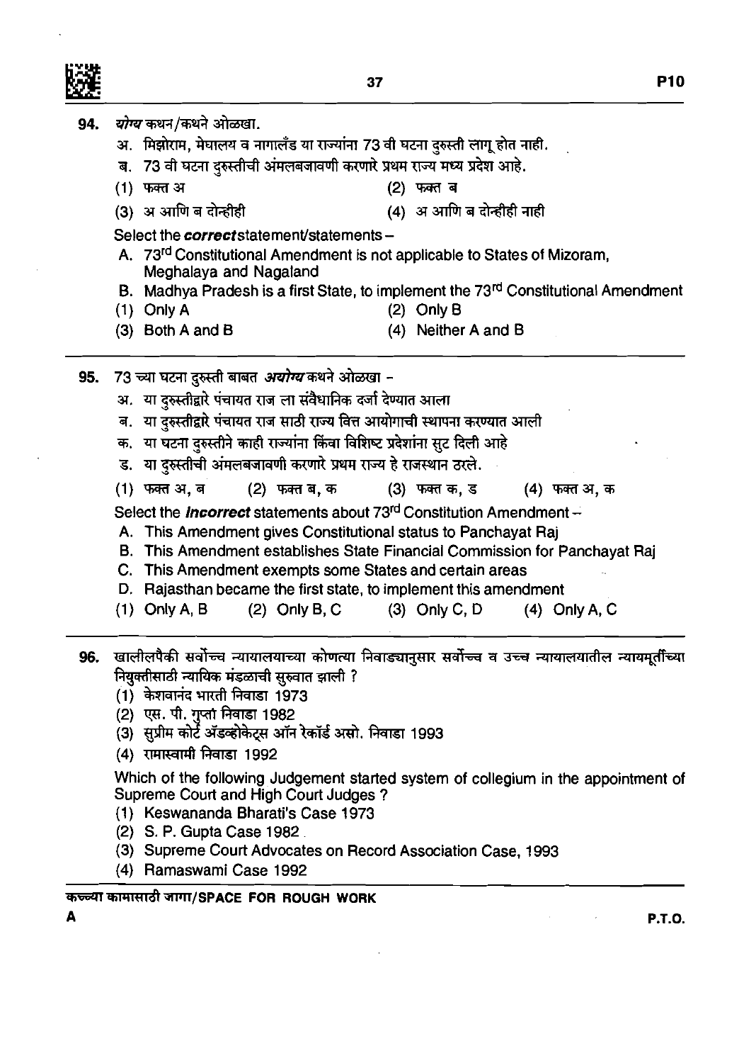94. ***योग्य*** कथन/कथने ओळखा.

अ. मिझोराम, मेघालय व नागालँड या राज्यांना 73 वी घटना दुरुस्ती लागू होत नाही.

ब. 73 वी घटना दुरुस्तीची अंमलबजावणी करणारे प्रथम राज्य मध्य प्रदेश आहे.

(1) फक्त अ (2) फक्त ब

(3) अ आणि ब दोन्हीही (4) अ आणि ब दोन्हीही नाही

Select the ***correct*** statement/statements –

A. 73rd Constitutional Amendment is not applicable to States of Mizoram, Meghalaya and Nagaland

B. Madhya Pradesh is a first State, to implement the 73rd Constitutional Amendment

(1) Only A (2) Only B

(3) Both A and B (4) Neither A and B

---

95. 73 च्या घटना दुरुस्ती बाबत ***अयोग्य*** कथने ओळखा –

अ. या दुरुस्तीद्वारे पंचायत राज ला संवैधानिक दर्जा देण्यात आला

ब. या दुरुस्तीद्वारे पंचायत राज साठी राज्य वित्त आयोगाची स्थापना करण्यात आली

क. या घटना दुरुस्तीने काही राज्यांना किंवा विशिष्ट प्रदेशांना सुट दिली आहे

ड. या दुरुस्तीची अंमलबजावणी करणारे प्रथम राज्य हे राजस्थान ठरले.

(1) फक्त अ, ब (2) फक्त ब, क (3) फक्त क, ड (4) फक्त अ, क

Select the ***Incorrect*** statements about 73rd Constitution Amendment –

A. This Amendment gives Constitutional status to Panchayat Raj

B. This Amendment establishes State Financial Commission for Panchayat Raj

C. This Amendment exempts some States and certain areas

D. Rajasthan became the first state, to implement this amendment

(1) Only A, B (2) Only B, C (3) Only C, D (4) Only A, C

---

96. खालीलपैकी सर्वोच्च न्यायालयाच्या कोणत्या निवाड्यानुसार सर्वोच्च व उच्च न्यायालयातील न्यायमूर्तींच्या नियुक्तीसाठी न्यायिक मंडळाची सुरुवात झाली ?

(1) केशवानंद भारती निवाडा 1973

(2) एस. पी. गुप्ता निवाडा 1982

(3) सुप्रीम कोर्ट ॲडव्होकेट्स ऑन रेकॉर्ड असो. निवाडा 1993

(4) रामास्वामी निवाडा 1992

Which of the following Judgement started system of collegium in the appointment of Supreme Court and High Court Judges ?

(1) Keswananda Bharati's Case 1973

(2) S. P. Gupta Case 1982

(3) Supreme Court Advocates on Record Association Case, 1993

(4) Ramaswami Case 1992

कच्च्या कामासाठी जागा/SPACE FOR ROUGH WORK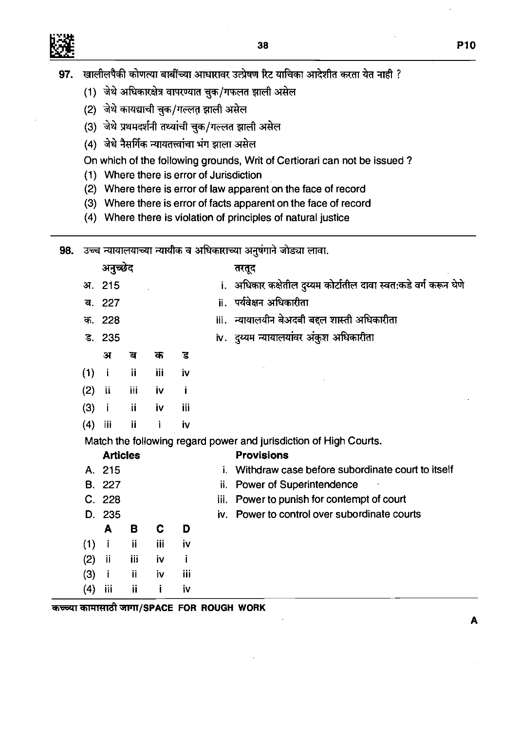**97.** खालीलपैकी कोणत्या बाबींच्या आधारावर उत्प्रेषण रिट याचिका आदेशीत करता येत नाही ?

(1) जेथे अधिकारक्षेत्र वापरण्यात चुक/गफलत झाली असेल

(2) जेथे कायद्याची चुक/गल्लत झाली असेल

(3) जेथे प्रथमदर्शनी तथ्यांची चुक/गल्लत झाली असेल

(4) जेथे नैसर्गिक न्यायतत्त्वांचा भंग झाला असेल

On which of the following grounds, Writ of Certiorari can not be issued ?

(1) Where there is error of Jurisdiction

(2) Where there is error of law apparent on the face of record

(3) Where there is error of facts apparent on the face of record

(4) Where there is violation of principles of natural justice

---

**98.** उच्च न्यायालयाच्या न्यायीक व अधिकाराच्या अनुषंगाने जोड्या लावा.

| अनुच्छेद | तरतूद |
|---|---|
| अ. 215 | i. अधिकार कक्षेतील दुय्यम कोर्टातील दावा स्वत:कडे वर्ग करून घेणे |
| ब. 227 | ii. पर्यवेक्षन अधिकारीता |
| क. 228 | iii. न्यायालयीन बेअदबी बद्दल शास्ती अधिकारीता |
| ड. 235 | iv. दुय्यम न्यायालयांवर अंकुश अधिकारीता |

| | अ | ब | क | ड |
|---|---|---|---|---|
| (1) | i | ii | iii | iv |
| (2) | ii | iii | iv | i |
| (3) | i | ii | iv | iii |
| (4) | iii | ii | i | iv |

Match the following regard power and jurisdiction of High Courts.

| **Articles** | **Provisions** |
|---|---|
| A. 215 | i. Withdraw case before subordinate court to itself |
| B. 227 | ii. Power of Superintendence |
| C. 228 | iii. Power to punish for contempt of court |
| D. 235 | iv. Power to control over subordinate courts |

| | A | B | C | D |
|---|---|---|---|---|
| (1) | i | ii | iii | iv |
| (2) | ii | iii | iv | i |
| (3) | i | ii | iv | iii |
| (4) | iii | ii | i | iv |

कच्च्या कामासाठी जागा/SPACE FOR ROUGH WORK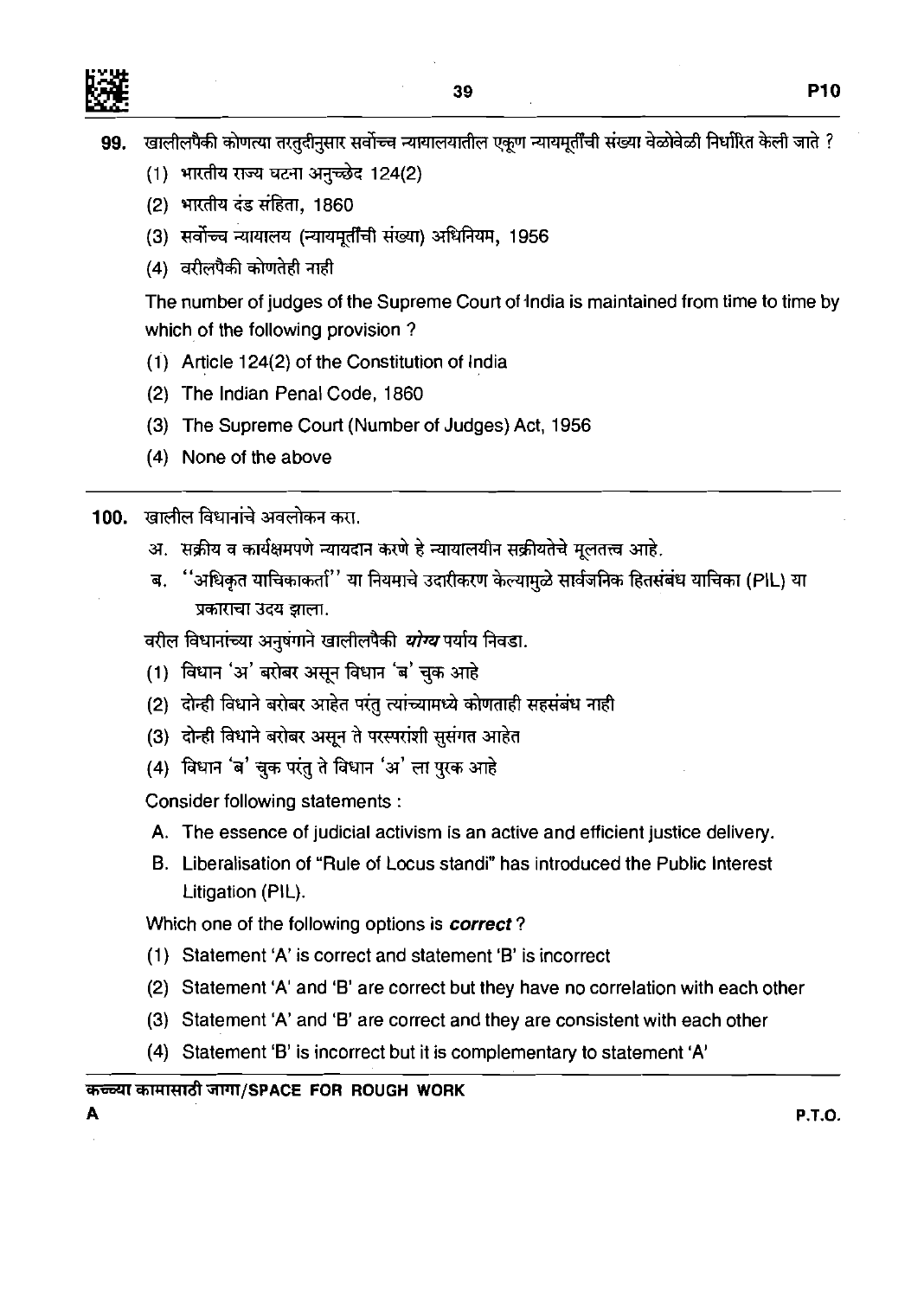**99.** खालीलपैकी कोणत्या तरतुदीनुसार सर्वोच्च न्यायालयातील एकूण न्यायमूर्तींची संख्या वेळोवेळी निर्धारित केली जाते ?

(1) भारतीय राज्य घटना अनुच्छेद 124(2)

(2) भारतीय दंड संहिता, 1860

(3) सर्वोच्च न्यायालय (न्यायमूर्तींची संख्या) अधिनियम, 1956

(4) वरीलपैकी कोणतेही नाही

The number of judges of the Supreme Court of India is maintained from time to time by which of the following provision ?

(1) Article 124(2) of the Constitution of India

(2) The Indian Penal Code, 1860

(3) The Supreme Court (Number of Judges) Act, 1956

(4) None of the above

---

**100.** खालील विधानांचे अवलोकन करा.

अ. सक्रीय व कार्यक्षमपणे न्यायदान करणे हे न्यायालयीन सक्रीयतेचे मूलतत्त्व आहे.

ब. "अधिकृत याचिकाकर्ता" या नियमाचे उदारीकरण केल्यामुळे सार्वजनिक हितसंबंध याचिका (PIL) या प्रकाराचा उदय झाला.

वरील विधानांच्या अनुषंगाने खालीलपैकी ***योग्य*** पर्याय निवडा.

(1) विधान 'अ' बरोबर असून विधान 'ब' चुक आहे

(2) दोन्ही विधाने बरोबर आहेत परंतु त्यांच्यामध्ये कोणताही सहसंबंध नाही

(3) दोन्ही विधाने बरोबर असून ते परस्परांशी सुसंगत आहेत

(4) विधान 'ब' चुक परंतु ते विधान 'अ' ला पुरक आहे

Consider following statements :

A. The essence of judicial activism is an active and efficient justice delivery.

B. Liberalisation of "Rule of Locus standi" has introduced the Public Interest Litigation (PIL).

Which one of the following options is ***correct*** ?

(1) Statement 'A' is correct and statement 'B' is incorrect

(2) Statement 'A' and 'B' are correct but they have no correlation with each other

(3) Statement 'A' and 'B' are correct and they are consistent with each other

(4) Statement 'B' is incorrect but it is complementary to statement 'A'

कच्च्या कामासाठी जागा/SPACE FOR ROUGH WORK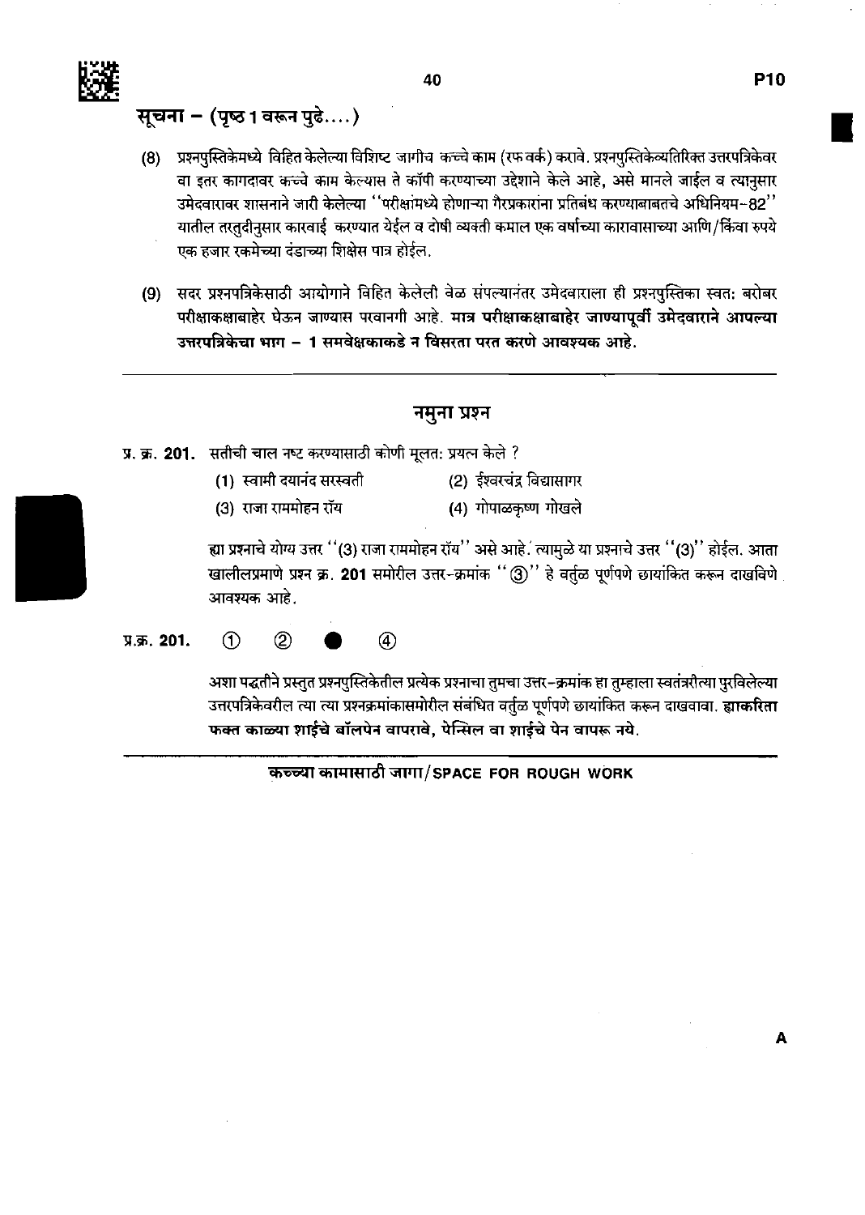## सूचना – (पृष्ठ 1 वरून पुढे....)

(8) प्रश्नपुस्तिकेमध्ये विहित केलेल्या विशिष्ट जागीच कच्चे काम (रफ वर्क) करावे. प्रश्नपुस्तिकेव्यतिरिक्त उत्तरपत्रिकेवर वा इतर कागदावर कच्चे काम केल्यास ते कॉपी करण्याच्या उद्देशाने केले आहे, असे मानले जाईल व त्यानुसार उमेदवारावर शासनाने जारी केलेल्या "परीक्षांमध्ये होणाऱ्या गैरप्रकारांना प्रतिबंध करण्याबाबतचे अधिनियम–82" यातील तरतुदीनुसार कारवाई करण्यात येईल व दोषी व्यक्ती कमाल एक वर्षाच्या कारावासाच्या आणि/किंवा रुपये एक हजार रकमेच्या दंडाच्या शिक्षेस पात्र होईल.

(9) सदर प्रश्नपत्रिकेसाठी आयोगाने विहित केलेली वेळ संपल्यानंतर उमेदवाराला ही प्रश्नपुस्तिका स्वत: बरोबर परीक्षाकक्षाबाहेर घेऊन जाण्यास परवानगी आहे. **मात्र परीक्षाकक्षाबाहेर जाण्यापूर्वी उमेदवाराने आपल्या उत्तरपत्रिकेचा भाग – 1 समवेक्षकाकडे न विसरता परत करणे आवश्यक आहे.**

---

### नमुना प्रश्न

प्र. क्र. **201.** सतीची चाल नष्ट करण्यासाठी कोणी मूलत: प्रयत्न केले ?

(1) स्वामी दयानंद सरस्वती  (2) ईश्वरचंद्र विद्यासागर

(3) राजा राममोहन रॉय  (4) गोपाळकृष्ण गोखले

ह्या प्रश्नाचे योग्य उत्तर "(3) राजा राममोहन रॉय" असे आहे. त्यामुळे या प्रश्नाचे उत्तर "(3)" होईल. आता खालीलप्रमाणे प्रश्न क्र. **201** समोरील उत्तर-क्रमांक "③" हे वर्तुळ पूर्णपणे छायांकित करून दाखविणे आवश्यक आहे.

प्र.क्र. **201.**  ①  ②  ●  ④

अशा पद्धतीने प्रस्तुत प्रश्नपुस्तिकेतील प्रत्येक प्रश्नाचा तुमचा उत्तर–क्रमांक हा तुम्हाला स्वतंत्ररीत्या पुरविलेल्या उत्तरपत्रिकेवरील त्या त्या प्रश्नक्रमांकासमोरील संबंधित वर्तुळ पूर्णपणे छायांकित करून दाखवावा. **ह्याकरिता फक्त काळ्या शाईचे बॉलपेन वापरावे, पेन्सिल वा शाईचे पेन वापरू नये.**

---

**कच्च्या कामासाठी जागा/SPACE FOR ROUGH WORK**